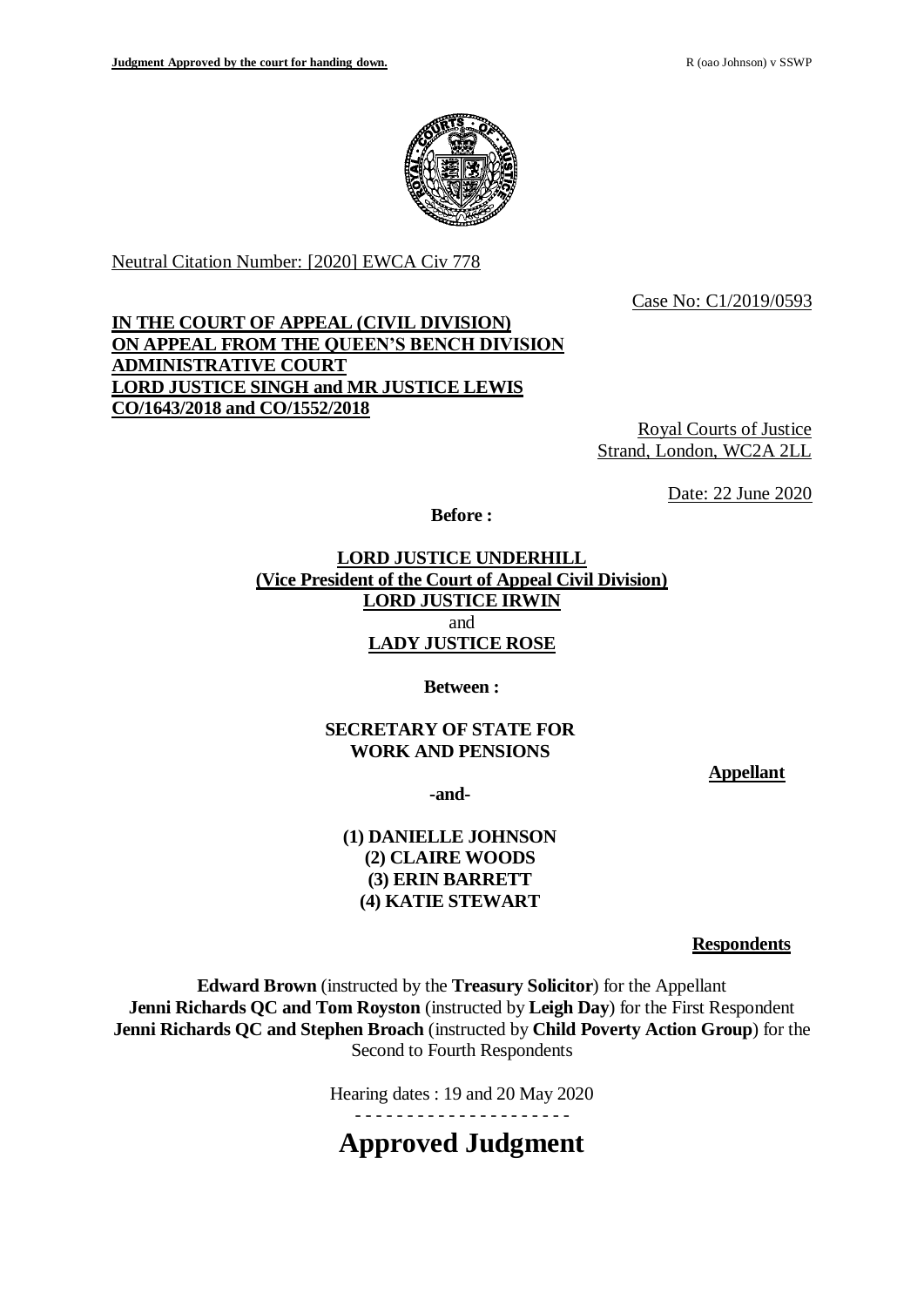Neutral Citation Number: [2020] EWCA Civ 778

Case No: C1/2019/0593

**IN THE COURT OF APPEAL (CIVIL DIVISION)**
**ON APPEAL FROM THE QUEEN'S BENCH DIVISION**
**ADMINISTRATIVE COURT**
**LORD JUSTICE SINGH and MR JUSTICE LEWIS**
**CO/1643/2018 and CO/1552/2018**

Royal Courts of Justice
Strand, London, WC2A 2LL

Date: 22 June 2020

**Before :**

**LORD JUSTICE UNDERHILL**
**(Vice President of the Court of Appeal Civil Division)**
**LORD JUSTICE IRWIN**
and
**LADY JUSTICE ROSE**

**Between :**

**SECRETARY OF STATE FOR WORK AND PENSIONS**

**Appellant**

**-and-**

**(1) DANIELLE JOHNSON**
**(2) CLAIRE WOODS**
**(3) ERIN BARRETT**
**(4) KATIE STEWART**

**Respondents**

**Edward Brown** (instructed by the **Treasury Solicitor**) for the Appellant
**Jenni Richards QC and Tom Royston** (instructed by **Leigh Day**) for the First Respondent
**Jenni Richards QC and Stephen Broach** (instructed by **Child Poverty Action Group**) for the Second to Fourth Respondents

Hearing dates : 19 and 20 May 2020

- - - - - - - - - - - - - - - - - - - - -

# Approved Judgment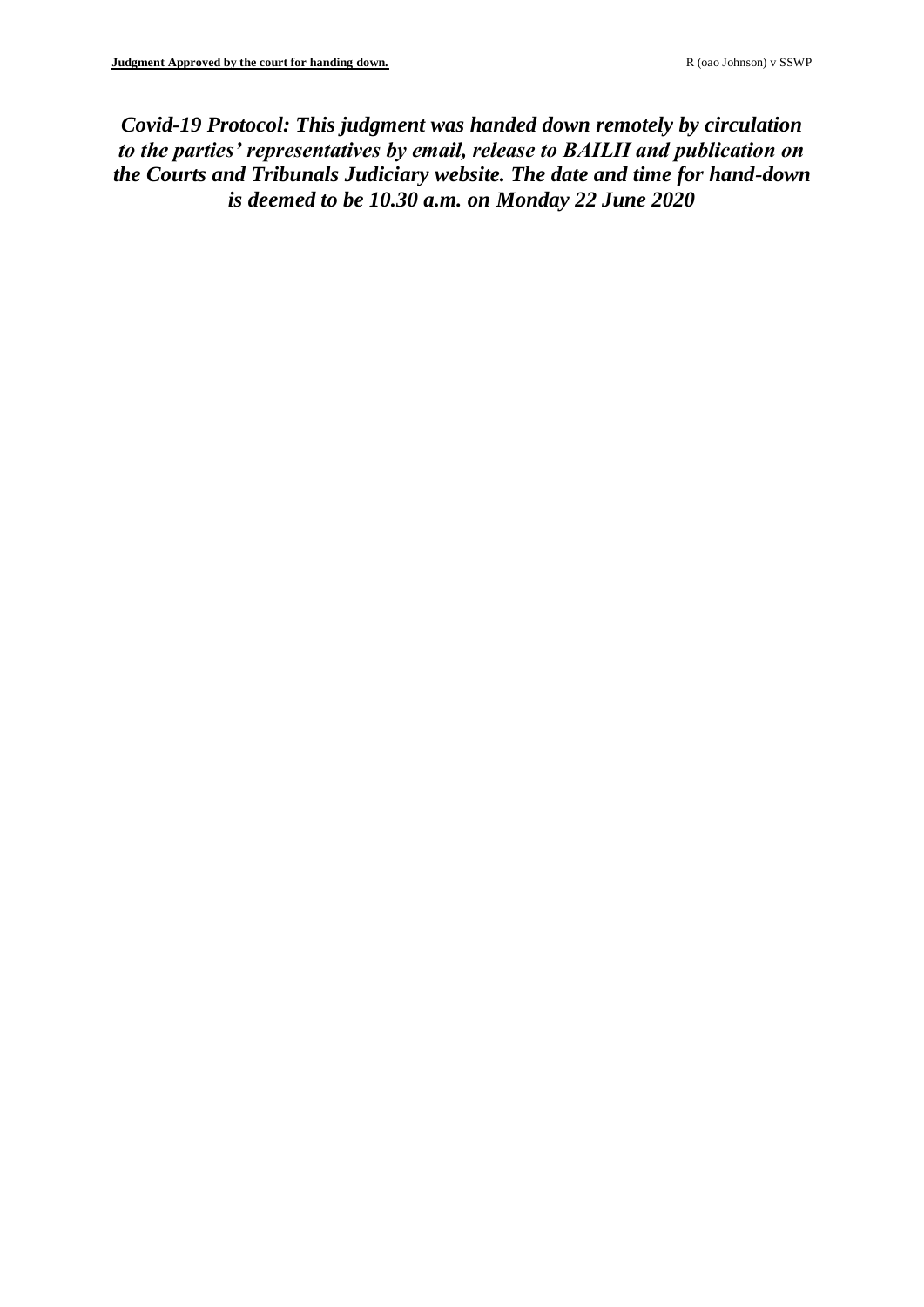***Covid-19 Protocol: This judgment was handed down remotely by circulation to the parties' representatives by email, release to BAILII and publication on the Courts and Tribunals Judiciary website. The date and time for hand-down is deemed to be 10.30 a.m. on Monday 22 June 2020***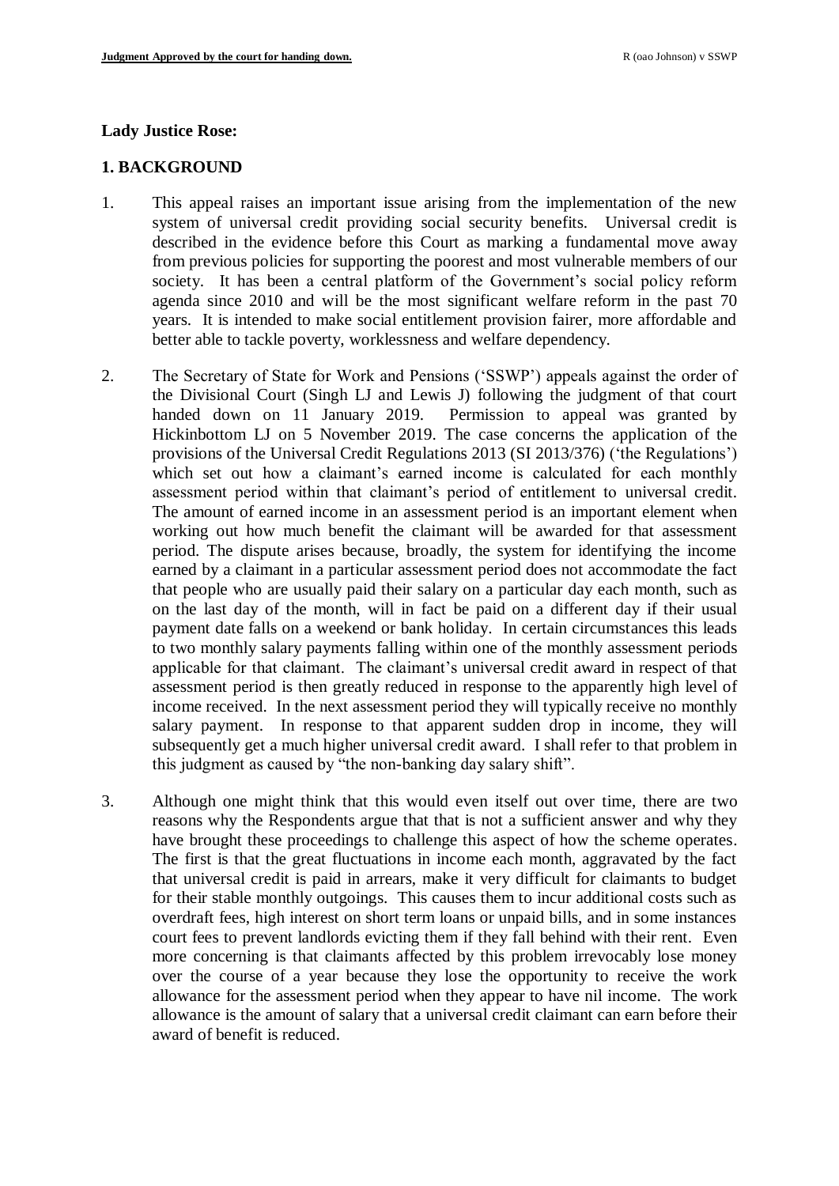**Lady Justice Rose:**

## 1. BACKGROUND

1. This appeal raises an important issue arising from the implementation of the new system of universal credit providing social security benefits. Universal credit is described in the evidence before this Court as marking a fundamental move away from previous policies for supporting the poorest and most vulnerable members of our society. It has been a central platform of the Government's social policy reform agenda since 2010 and will be the most significant welfare reform in the past 70 years. It is intended to make social entitlement provision fairer, more affordable and better able to tackle poverty, worklessness and welfare dependency.

2. The Secretary of State for Work and Pensions ('SSWP') appeals against the order of the Divisional Court (Singh LJ and Lewis J) following the judgment of that court handed down on 11 January 2019. Permission to appeal was granted by Hickinbottom LJ on 5 November 2019. The case concerns the application of the provisions of the Universal Credit Regulations 2013 (SI 2013/376) ('the Regulations') which set out how a claimant's earned income is calculated for each monthly assessment period within that claimant's period of entitlement to universal credit. The amount of earned income in an assessment period is an important element when working out how much benefit the claimant will be awarded for that assessment period. The dispute arises because, broadly, the system for identifying the income earned by a claimant in a particular assessment period does not accommodate the fact that people who are usually paid their salary on a particular day each month, such as on the last day of the month, will in fact be paid on a different day if their usual payment date falls on a weekend or bank holiday. In certain circumstances this leads to two monthly salary payments falling within one of the monthly assessment periods applicable for that claimant. The claimant's universal credit award in respect of that assessment period is then greatly reduced in response to the apparently high level of income received. In the next assessment period they will typically receive no monthly salary payment. In response to that apparent sudden drop in income, they will subsequently get a much higher universal credit award. I shall refer to that problem in this judgment as caused by "the non-banking day salary shift".

3. Although one might think that this would even itself out over time, there are two reasons why the Respondents argue that that is not a sufficient answer and why they have brought these proceedings to challenge this aspect of how the scheme operates. The first is that the great fluctuations in income each month, aggravated by the fact that universal credit is paid in arrears, make it very difficult for claimants to budget for their stable monthly outgoings. This causes them to incur additional costs such as overdraft fees, high interest on short term loans or unpaid bills, and in some instances court fees to prevent landlords evicting them if they fall behind with their rent. Even more concerning is that claimants affected by this problem irrevocably lose money over the course of a year because they lose the opportunity to receive the work allowance for the assessment period when they appear to have nil income. The work allowance is the amount of salary that a universal credit claimant can earn before their award of benefit is reduced.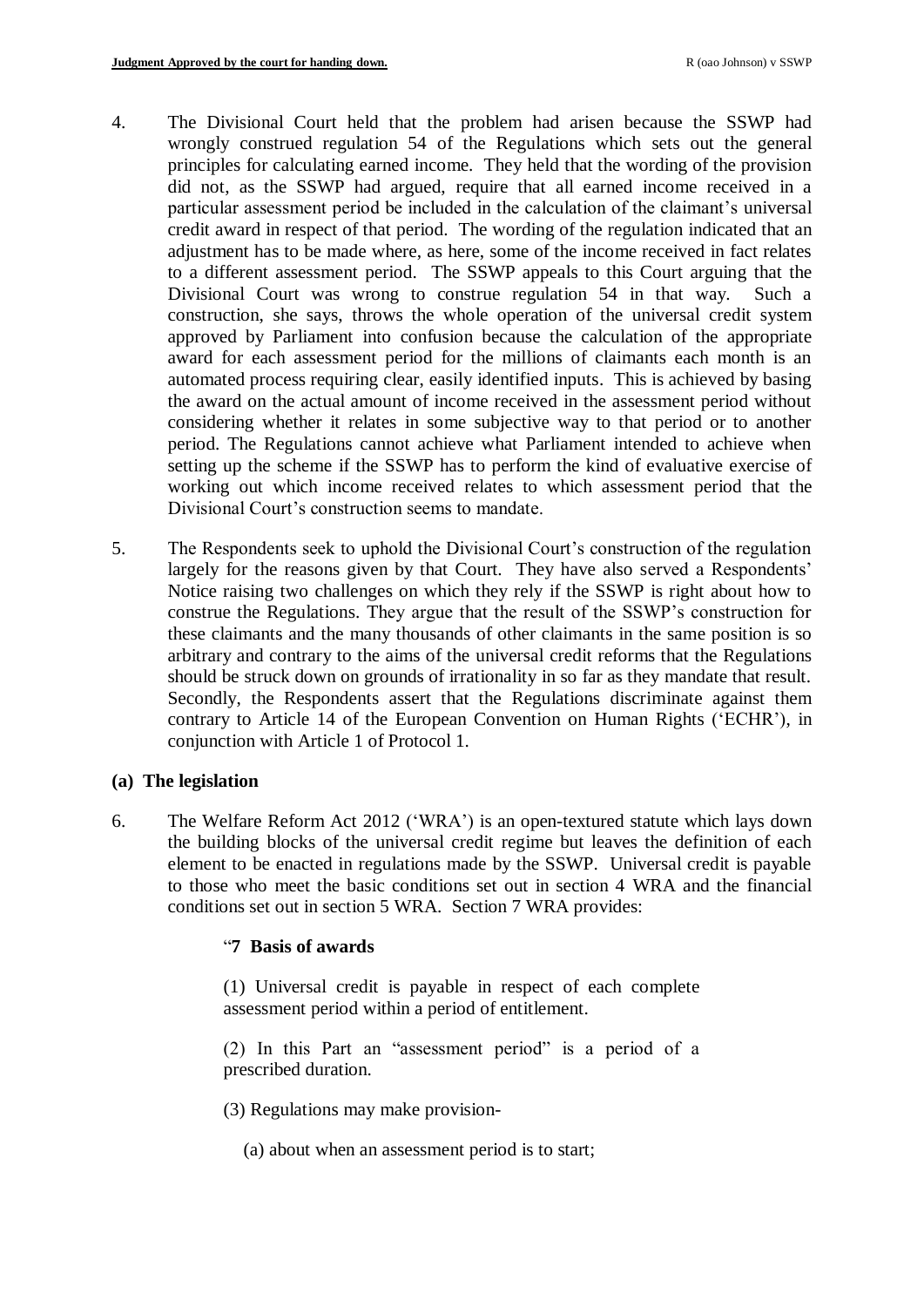4. The Divisional Court held that the problem had arisen because the SSWP had wrongly construed regulation 54 of the Regulations which sets out the general principles for calculating earned income. They held that the wording of the provision did not, as the SSWP had argued, require that all earned income received in a particular assessment period be included in the calculation of the claimant's universal credit award in respect of that period. The wording of the regulation indicated that an adjustment has to be made where, as here, some of the income received in fact relates to a different assessment period. The SSWP appeals to this Court arguing that the Divisional Court was wrong to construe regulation 54 in that way. Such a construction, she says, throws the whole operation of the universal credit system approved by Parliament into confusion because the calculation of the appropriate award for each assessment period for the millions of claimants each month is an automated process requiring clear, easily identified inputs. This is achieved by basing the award on the actual amount of income received in the assessment period without considering whether it relates in some subjective way to that period or to another period. The Regulations cannot achieve what Parliament intended to achieve when setting up the scheme if the SSWP has to perform the kind of evaluative exercise of working out which income received relates to which assessment period that the Divisional Court's construction seems to mandate.

5. The Respondents seek to uphold the Divisional Court's construction of the regulation largely for the reasons given by that Court. They have also served a Respondents' Notice raising two challenges on which they rely if the SSWP is right about how to construe the Regulations. They argue that the result of the SSWP's construction for these claimants and the many thousands of other claimants in the same position is so arbitrary and contrary to the aims of the universal credit reforms that the Regulations should be struck down on grounds of irrationality in so far as they mandate that result. Secondly, the Respondents assert that the Regulations discriminate against them contrary to Article 14 of the European Convention on Human Rights ('ECHR'), in conjunction with Article 1 of Protocol 1.

### (a) The legislation

6. The Welfare Reform Act 2012 ('WRA') is an open-textured statute which lays down the building blocks of the universal credit regime but leaves the definition of each element to be enacted in regulations made by the SSWP. Universal credit is payable to those who meet the basic conditions set out in section 4 WRA and the financial conditions set out in section 5 WRA. Section 7 WRA provides:

> "**7 Basis of awards**
>
> (1) Universal credit is payable in respect of each complete assessment period within a period of entitlement.
>
> (2) In this Part an "assessment period" is a period of a prescribed duration.
>
> (3) Regulations may make provision-
>
> (a) about when an assessment period is to start;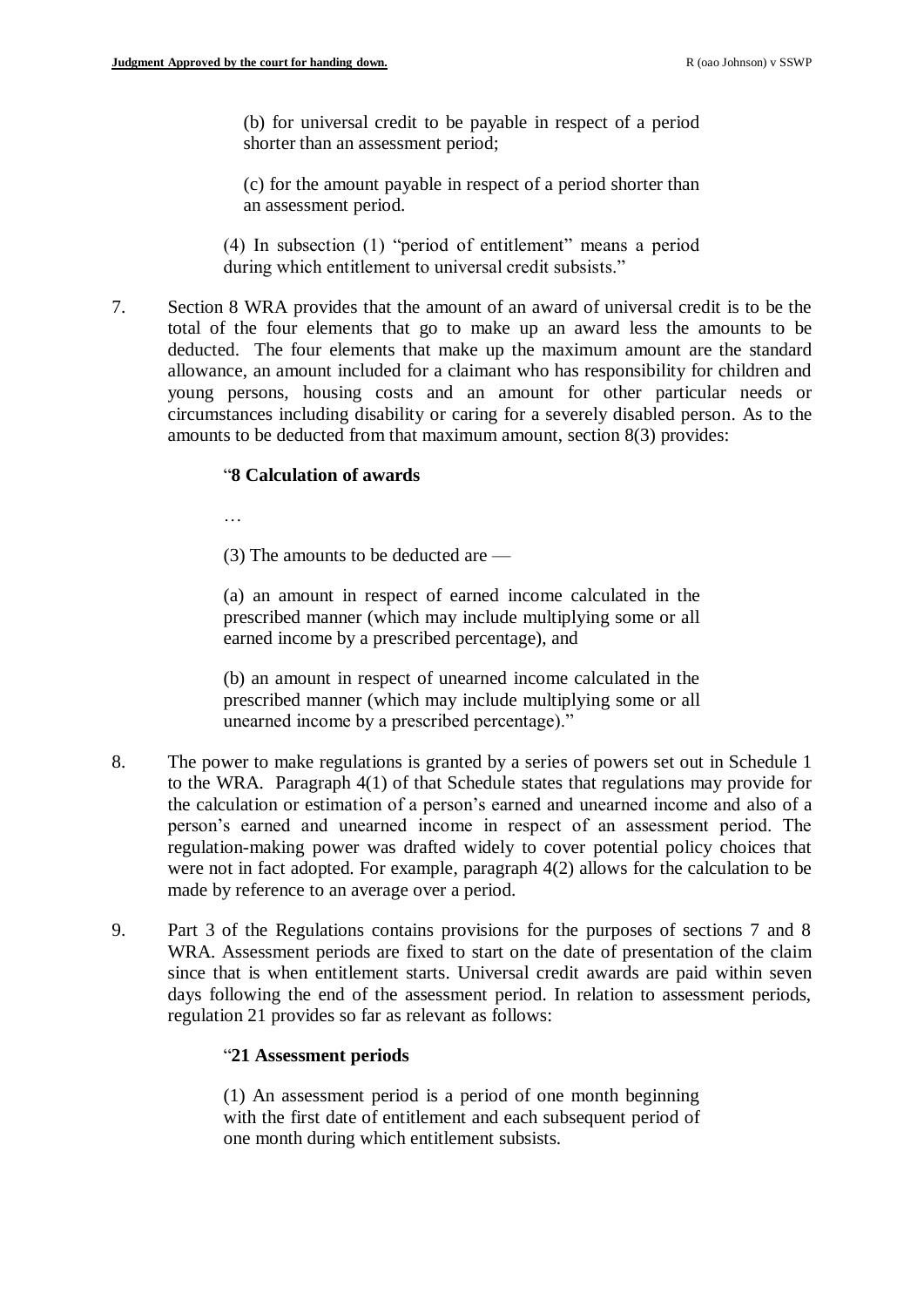(b) for universal credit to be payable in respect of a period shorter than an assessment period;

(c) for the amount payable in respect of a period shorter than an assessment period.

(4) In subsection (1) "period of entitlement" means a period during which entitlement to universal credit subsists."

7. Section 8 WRA provides that the amount of an award of universal credit is to be the total of the four elements that go to make up an award less the amounts to be deducted. The four elements that make up the maximum amount are the standard allowance, an amount included for a claimant who has responsibility for children and young persons, housing costs and an amount for other particular needs or circumstances including disability or caring for a severely disabled person. As to the amounts to be deducted from that maximum amount, section 8(3) provides:

"**8 Calculation of awards**

…

(3) The amounts to be deducted are —

(a) an amount in respect of earned income calculated in the prescribed manner (which may include multiplying some or all earned income by a prescribed percentage), and

(b) an amount in respect of unearned income calculated in the prescribed manner (which may include multiplying some or all unearned income by a prescribed percentage)."

8. The power to make regulations is granted by a series of powers set out in Schedule 1 to the WRA. Paragraph 4(1) of that Schedule states that regulations may provide for the calculation or estimation of a person's earned and unearned income and also of a person's earned and unearned income in respect of an assessment period. The regulation-making power was drafted widely to cover potential policy choices that were not in fact adopted. For example, paragraph 4(2) allows for the calculation to be made by reference to an average over a period.

9. Part 3 of the Regulations contains provisions for the purposes of sections 7 and 8 WRA. Assessment periods are fixed to start on the date of presentation of the claim since that is when entitlement starts. Universal credit awards are paid within seven days following the end of the assessment period. In relation to assessment periods, regulation 21 provides so far as relevant as follows:

"**21 Assessment periods**

(1) An assessment period is a period of one month beginning with the first date of entitlement and each subsequent period of one month during which entitlement subsists.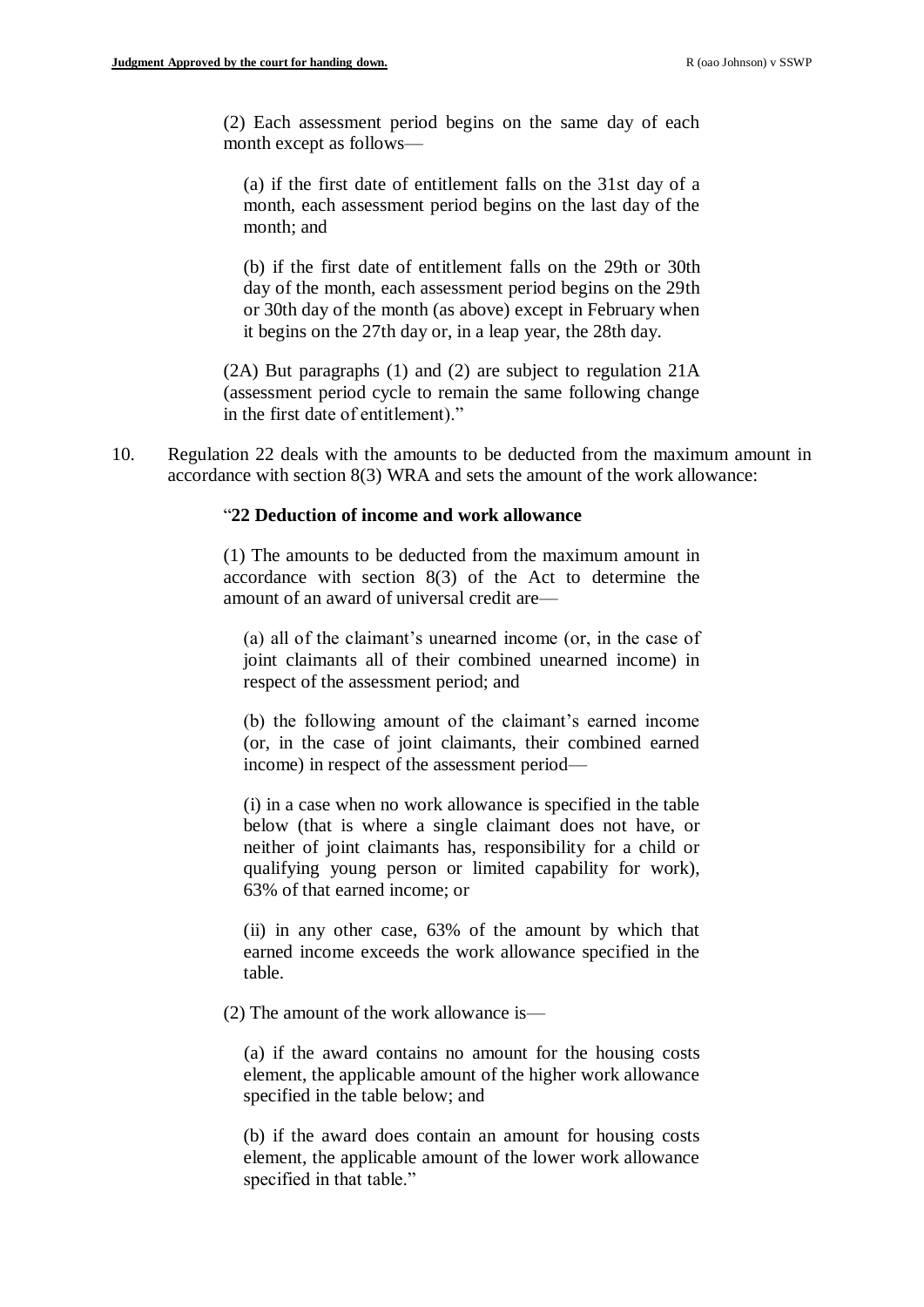> (2) Each assessment period begins on the same day of each month except as follows—
>
> > (a) if the first date of entitlement falls on the 31st day of a month, each assessment period begins on the last day of the month; and
> >
> > (b) if the first date of entitlement falls on the 29th or 30th day of the month, each assessment period begins on the 29th or 30th day of the month (as above) except in February when it begins on the 27th day or, in a leap year, the 28th day.
>
> (2A) But paragraphs (1) and (2) are subject to regulation 21A (assessment period cycle to remain the same following change in the first date of entitlement)."

10. Regulation 22 deals with the amounts to be deducted from the maximum amount in accordance with section 8(3) WRA and sets the amount of the work allowance:

> "**22 Deduction of income and work allowance**
>
> (1) The amounts to be deducted from the maximum amount in accordance with section 8(3) of the Act to determine the amount of an award of universal credit are—
>
> > (a) all of the claimant's unearned income (or, in the case of joint claimants all of their combined unearned income) in respect of the assessment period; and
> >
> > (b) the following amount of the claimant's earned income (or, in the case of joint claimants, their combined earned income) in respect of the assessment period—
> >
> > (i) in a case when no work allowance is specified in the table below (that is where a single claimant does not have, or neither of joint claimants has, responsibility for a child or qualifying young person or limited capability for work), 63% of that earned income; or
> >
> > (ii) in any other case, 63% of the amount by which that earned income exceeds the work allowance specified in the table.
>
> (2) The amount of the work allowance is—
>
> > (a) if the award contains no amount for the housing costs element, the applicable amount of the higher work allowance specified in the table below; and
> >
> > (b) if the award does contain an amount for housing costs element, the applicable amount of the lower work allowance specified in that table."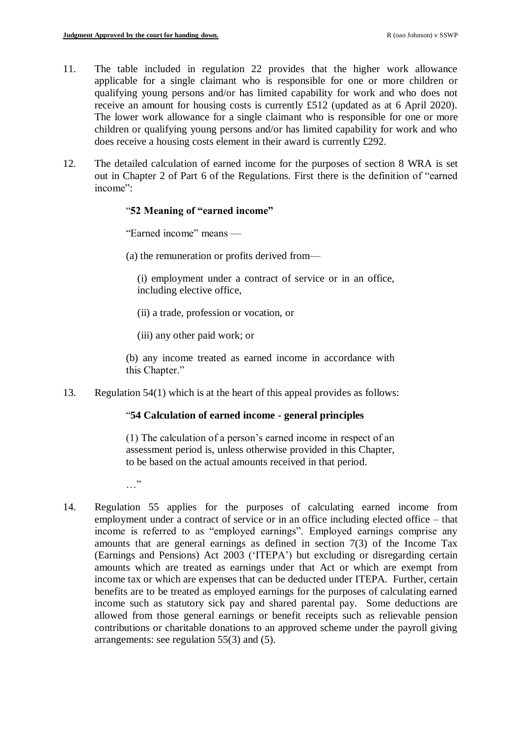11. The table included in regulation 22 provides that the higher work allowance applicable for a single claimant who is responsible for one or more children or qualifying young persons and/or has limited capability for work and who does not receive an amount for housing costs is currently £512 (updated as at 6 April 2020). The lower work allowance for a single claimant who is responsible for one or more children or qualifying young persons and/or has limited capability for work and who does receive a housing costs element in their award is currently £292.

12. The detailed calculation of earned income for the purposes of section 8 WRA is set out in Chapter 2 of Part 6 of the Regulations. First there is the definition of "earned income":

> "**52 Meaning of "earned income"**
>
> "Earned income" means —
>
> (a) the remuneration or profits derived from—
>
> (i) employment under a contract of service or in an office, including elective office,
>
> (ii) a trade, profession or vocation, or
>
> (iii) any other paid work; or
>
> (b) any income treated as earned income in accordance with this Chapter."

13. Regulation 54(1) which is at the heart of this appeal provides as follows:

> "**54 Calculation of earned income - general principles**
>
> (1) The calculation of a person's earned income in respect of an assessment period is, unless otherwise provided in this Chapter, to be based on the actual amounts received in that period.
>
> …"

14. Regulation 55 applies for the purposes of calculating earned income from employment under a contract of service or in an office including elected office – that income is referred to as "employed earnings". Employed earnings comprise any amounts that are general earnings as defined in section 7(3) of the Income Tax (Earnings and Pensions) Act 2003 ('ITEPA') but excluding or disregarding certain amounts which are treated as earnings under that Act or which are exempt from income tax or which are expenses that can be deducted under ITEPA. Further, certain benefits are to be treated as employed earnings for the purposes of calculating earned income such as statutory sick pay and shared parental pay. Some deductions are allowed from those general earnings or benefit receipts such as relievable pension contributions or charitable donations to an approved scheme under the payroll giving arrangements: see regulation 55(3) and (5).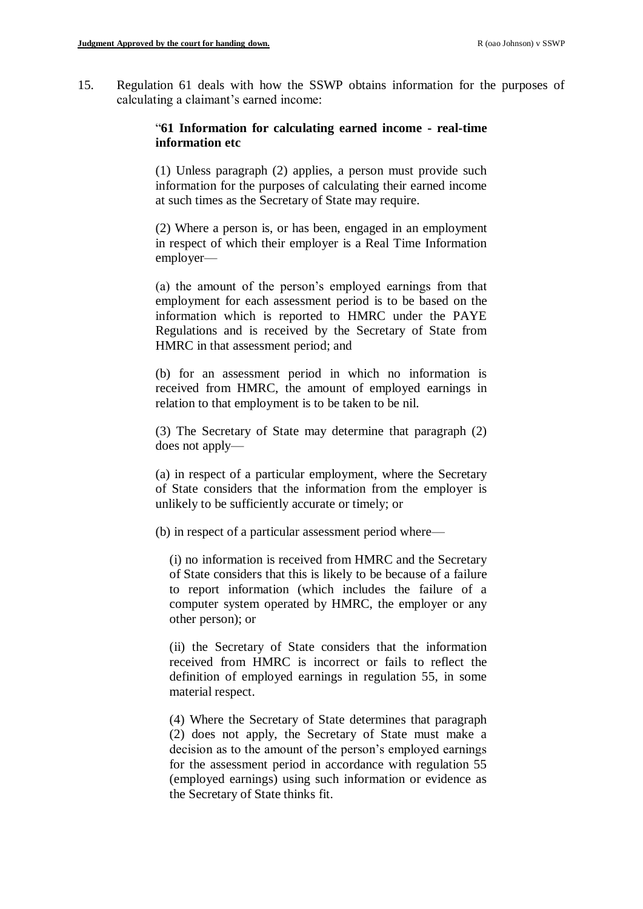15. Regulation 61 deals with how the SSWP obtains information for the purposes of calculating a claimant's earned income:

> "**61 Information for calculating earned income - real-time information etc**
>
> (1) Unless paragraph (2) applies, a person must provide such information for the purposes of calculating their earned income at such times as the Secretary of State may require.
>
> (2) Where a person is, or has been, engaged in an employment in respect of which their employer is a Real Time Information employer—
>
> (a) the amount of the person's employed earnings from that employment for each assessment period is to be based on the information which is reported to HMRC under the PAYE Regulations and is received by the Secretary of State from HMRC in that assessment period; and
>
> (b) for an assessment period in which no information is received from HMRC, the amount of employed earnings in relation to that employment is to be taken to be nil.
>
> (3) The Secretary of State may determine that paragraph (2) does not apply—
>
> (a) in respect of a particular employment, where the Secretary of State considers that the information from the employer is unlikely to be sufficiently accurate or timely; or
>
> (b) in respect of a particular assessment period where—
>
> > (i) no information is received from HMRC and the Secretary of State considers that this is likely to be because of a failure to report information (which includes the failure of a computer system operated by HMRC, the employer or any other person); or
> >
> > (ii) the Secretary of State considers that the information received from HMRC is incorrect or fails to reflect the definition of employed earnings in regulation 55, in some material respect.
>
> (4) Where the Secretary of State determines that paragraph (2) does not apply, the Secretary of State must make a decision as to the amount of the person's employed earnings for the assessment period in accordance with regulation 55 (employed earnings) using such information or evidence as the Secretary of State thinks fit.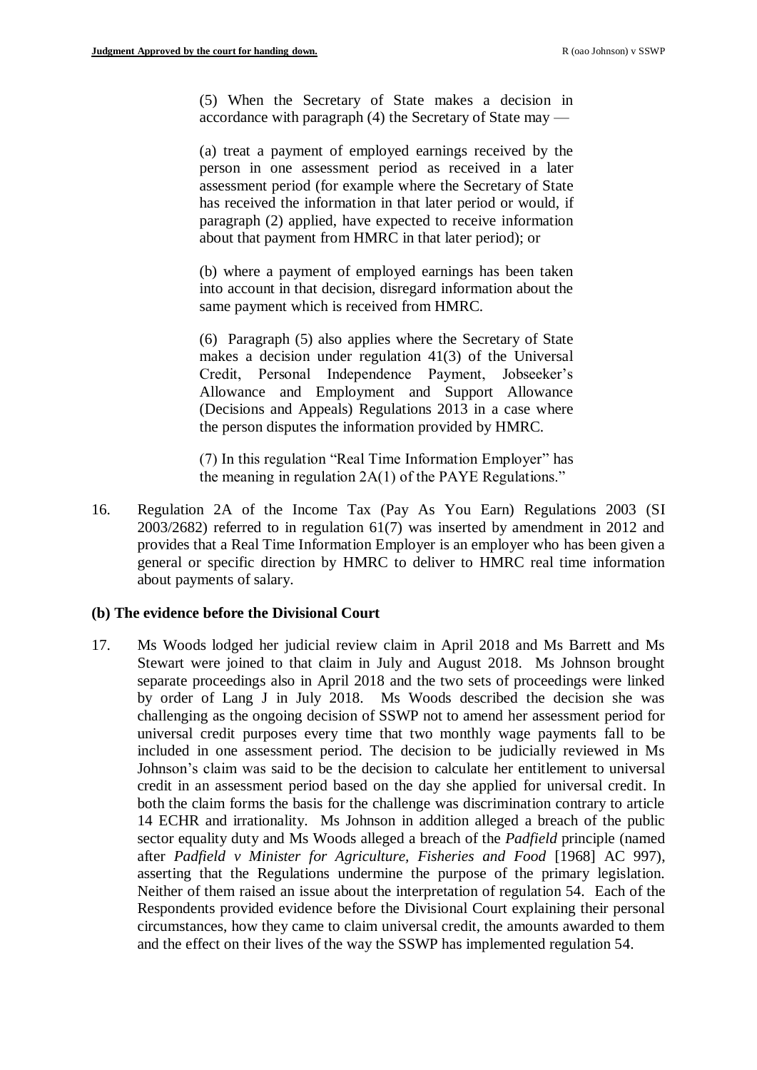(5) When the Secretary of State makes a decision in accordance with paragraph (4) the Secretary of State may —

(a) treat a payment of employed earnings received by the person in one assessment period as received in a later assessment period (for example where the Secretary of State has received the information in that later period or would, if paragraph (2) applied, have expected to receive information about that payment from HMRC in that later period); or

(b) where a payment of employed earnings has been taken into account in that decision, disregard information about the same payment which is received from HMRC.

(6) Paragraph (5) also applies where the Secretary of State makes a decision under regulation 41(3) of the Universal Credit, Personal Independence Payment, Jobseeker's Allowance and Employment and Support Allowance (Decisions and Appeals) Regulations 2013 in a case where the person disputes the information provided by HMRC.

(7) In this regulation "Real Time Information Employer" has the meaning in regulation 2A(1) of the PAYE Regulations."

16. Regulation 2A of the Income Tax (Pay As You Earn) Regulations 2003 (SI 2003/2682) referred to in regulation 61(7) was inserted by amendment in 2012 and provides that a Real Time Information Employer is an employer who has been given a general or specific direction by HMRC to deliver to HMRC real time information about payments of salary.

### (b) The evidence before the Divisional Court

17. Ms Woods lodged her judicial review claim in April 2018 and Ms Barrett and Ms Stewart were joined to that claim in July and August 2018. Ms Johnson brought separate proceedings also in April 2018 and the two sets of proceedings were linked by order of Lang J in July 2018. Ms Woods described the decision she was challenging as the ongoing decision of SSWP not to amend her assessment period for universal credit purposes every time that two monthly wage payments fall to be included in one assessment period. The decision to be judicially reviewed in Ms Johnson's claim was said to be the decision to calculate her entitlement to universal credit in an assessment period based on the day she applied for universal credit. In both the claim forms the basis for the challenge was discrimination contrary to article 14 ECHR and irrationality. Ms Johnson in addition alleged a breach of the public sector equality duty and Ms Woods alleged a breach of the *Padfield* principle (named after *Padfield v Minister for Agriculture, Fisheries and Food* [1968] AC 997), asserting that the Regulations undermine the purpose of the primary legislation. Neither of them raised an issue about the interpretation of regulation 54. Each of the Respondents provided evidence before the Divisional Court explaining their personal circumstances, how they came to claim universal credit, the amounts awarded to them and the effect on their lives of the way the SSWP has implemented regulation 54.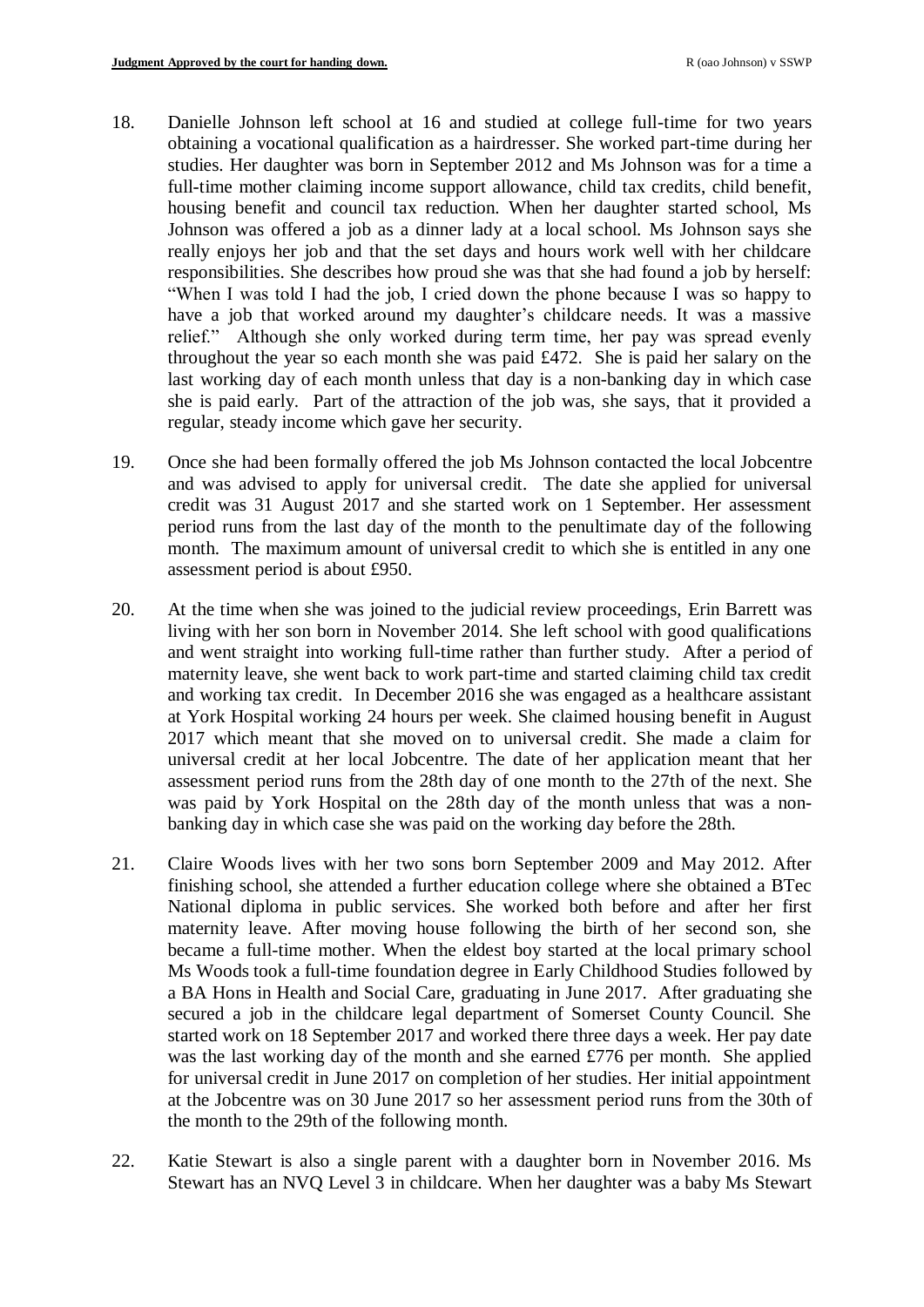18. Danielle Johnson left school at 16 and studied at college full-time for two years obtaining a vocational qualification as a hairdresser. She worked part-time during her studies. Her daughter was born in September 2012 and Ms Johnson was for a time a full-time mother claiming income support allowance, child tax credits, child benefit, housing benefit and council tax reduction. When her daughter started school, Ms Johnson was offered a job as a dinner lady at a local school. Ms Johnson says she really enjoys her job and that the set days and hours work well with her childcare responsibilities. She describes how proud she was that she had found a job by herself: "When I was told I had the job, I cried down the phone because I was so happy to have a job that worked around my daughter's childcare needs. It was a massive relief." Although she only worked during term time, her pay was spread evenly throughout the year so each month she was paid £472. She is paid her salary on the last working day of each month unless that day is a non-banking day in which case she is paid early. Part of the attraction of the job was, she says, that it provided a regular, steady income which gave her security.

19. Once she had been formally offered the job Ms Johnson contacted the local Jobcentre and was advised to apply for universal credit. The date she applied for universal credit was 31 August 2017 and she started work on 1 September. Her assessment period runs from the last day of the month to the penultimate day of the following month. The maximum amount of universal credit to which she is entitled in any one assessment period is about £950.

20. At the time when she was joined to the judicial review proceedings, Erin Barrett was living with her son born in November 2014. She left school with good qualifications and went straight into working full-time rather than further study. After a period of maternity leave, she went back to work part-time and started claiming child tax credit and working tax credit. In December 2016 she was engaged as a healthcare assistant at York Hospital working 24 hours per week. She claimed housing benefit in August 2017 which meant that she moved on to universal credit. She made a claim for universal credit at her local Jobcentre. The date of her application meant that her assessment period runs from the 28th day of one month to the 27th of the next. She was paid by York Hospital on the 28th day of the month unless that was a non-banking day in which case she was paid on the working day before the 28th.

21. Claire Woods lives with her two sons born September 2009 and May 2012. After finishing school, she attended a further education college where she obtained a BTec National diploma in public services. She worked both before and after her first maternity leave. After moving house following the birth of her second son, she became a full-time mother. When the eldest boy started at the local primary school Ms Woods took a full-time foundation degree in Early Childhood Studies followed by a BA Hons in Health and Social Care, graduating in June 2017. After graduating she secured a job in the childcare legal department of Somerset County Council. She started work on 18 September 2017 and worked there three days a week. Her pay date was the last working day of the month and she earned £776 per month. She applied for universal credit in June 2017 on completion of her studies. Her initial appointment at the Jobcentre was on 30 June 2017 so her assessment period runs from the 30th of the month to the 29th of the following month.

22. Katie Stewart is also a single parent with a daughter born in November 2016. Ms Stewart has an NVQ Level 3 in childcare. When her daughter was a baby Ms Stewart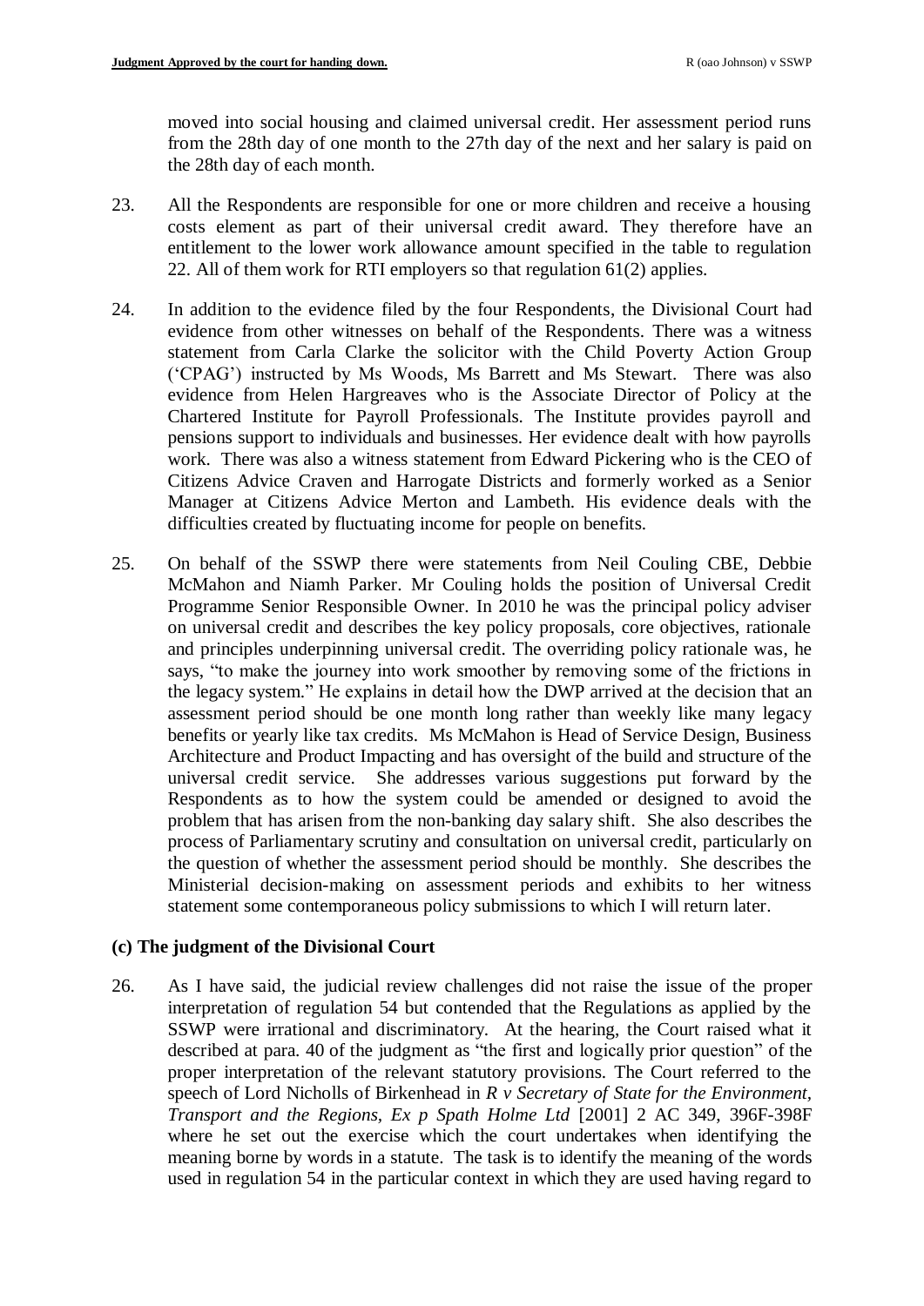moved into social housing and claimed universal credit. Her assessment period runs from the 28th day of one month to the 27th day of the next and her salary is paid on the 28th day of each month.

23. All the Respondents are responsible for one or more children and receive a housing costs element as part of their universal credit award. They therefore have an entitlement to the lower work allowance amount specified in the table to regulation 22. All of them work for RTI employers so that regulation 61(2) applies.

24. In addition to the evidence filed by the four Respondents, the Divisional Court had evidence from other witnesses on behalf of the Respondents. There was a witness statement from Carla Clarke the solicitor with the Child Poverty Action Group ('CPAG') instructed by Ms Woods, Ms Barrett and Ms Stewart. There was also evidence from Helen Hargreaves who is the Associate Director of Policy at the Chartered Institute for Payroll Professionals. The Institute provides payroll and pensions support to individuals and businesses. Her evidence dealt with how payrolls work. There was also a witness statement from Edward Pickering who is the CEO of Citizens Advice Craven and Harrogate Districts and formerly worked as a Senior Manager at Citizens Advice Merton and Lambeth. His evidence deals with the difficulties created by fluctuating income for people on benefits.

25. On behalf of the SSWP there were statements from Neil Couling CBE, Debbie McMahon and Niamh Parker. Mr Couling holds the position of Universal Credit Programme Senior Responsible Owner. In 2010 he was the principal policy adviser on universal credit and describes the key policy proposals, core objectives, rationale and principles underpinning universal credit. The overriding policy rationale was, he says, "to make the journey into work smoother by removing some of the frictions in the legacy system." He explains in detail how the DWP arrived at the decision that an assessment period should be one month long rather than weekly like many legacy benefits or yearly like tax credits. Ms McMahon is Head of Service Design, Business Architecture and Product Impacting and has oversight of the build and structure of the universal credit service. She addresses various suggestions put forward by the Respondents as to how the system could be amended or designed to avoid the problem that has arisen from the non-banking day salary shift. She also describes the process of Parliamentary scrutiny and consultation on universal credit, particularly on the question of whether the assessment period should be monthly. She describes the Ministerial decision-making on assessment periods and exhibits to her witness statement some contemporaneous policy submissions to which I will return later.

### (c) The judgment of the Divisional Court

26. As I have said, the judicial review challenges did not raise the issue of the proper interpretation of regulation 54 but contended that the Regulations as applied by the SSWP were irrational and discriminatory. At the hearing, the Court raised what it described at para. 40 of the judgment as "the first and logically prior question" of the proper interpretation of the relevant statutory provisions. The Court referred to the speech of Lord Nicholls of Birkenhead in *R v Secretary of State for the Environment, Transport and the Regions, Ex p Spath Holme Ltd* [2001] 2 AC 349, 396F-398F where he set out the exercise which the court undertakes when identifying the meaning borne by words in a statute. The task is to identify the meaning of the words used in regulation 54 in the particular context in which they are used having regard to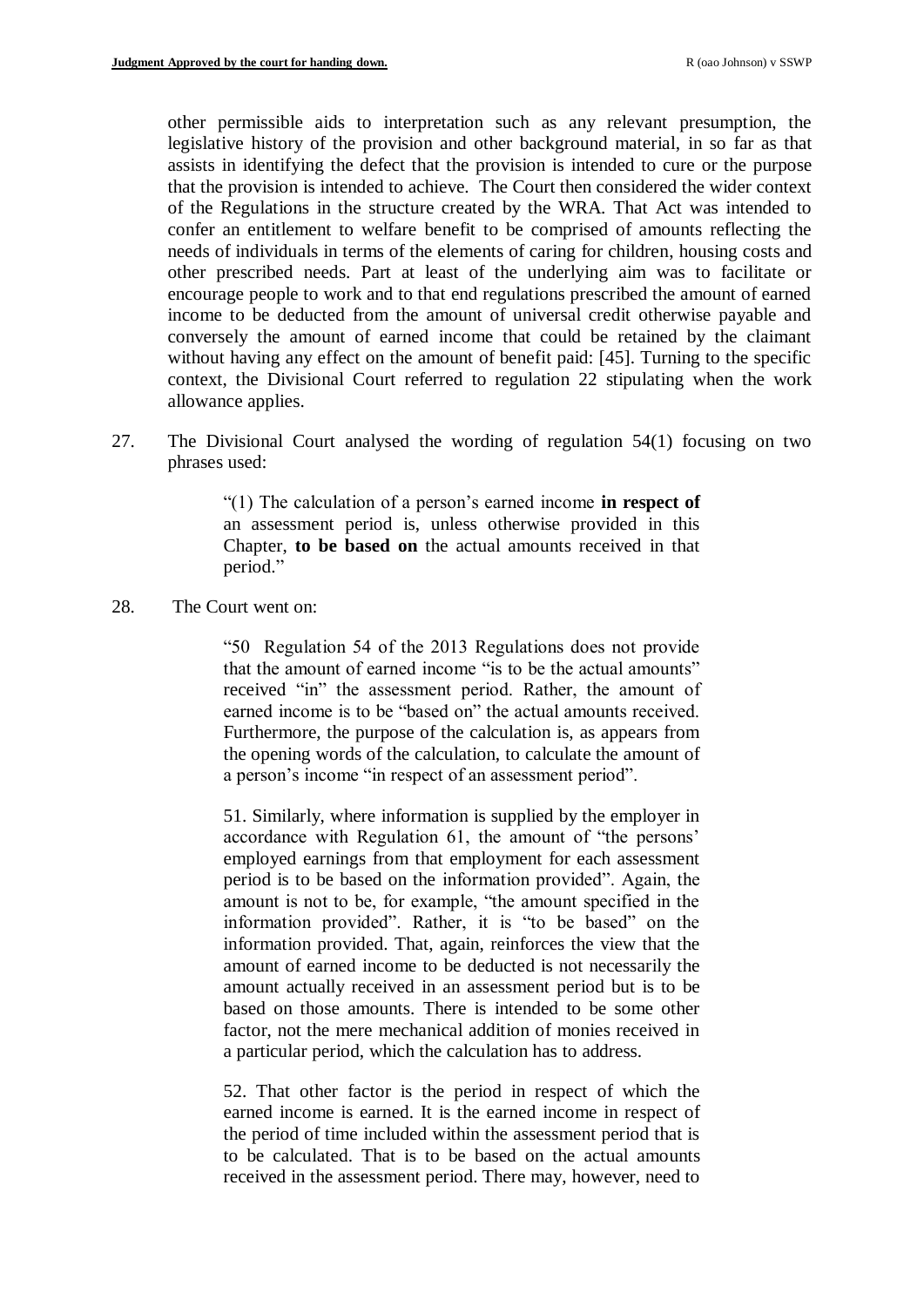other permissible aids to interpretation such as any relevant presumption, the legislative history of the provision and other background material, in so far as that assists in identifying the defect that the provision is intended to cure or the purpose that the provision is intended to achieve. The Court then considered the wider context of the Regulations in the structure created by the WRA. That Act was intended to confer an entitlement to welfare benefit to be comprised of amounts reflecting the needs of individuals in terms of the elements of caring for children, housing costs and other prescribed needs. Part at least of the underlying aim was to facilitate or encourage people to work and to that end regulations prescribed the amount of earned income to be deducted from the amount of universal credit otherwise payable and conversely the amount of earned income that could be retained by the claimant without having any effect on the amount of benefit paid: [45]. Turning to the specific context, the Divisional Court referred to regulation 22 stipulating when the work allowance applies.

27. The Divisional Court analysed the wording of regulation 54(1) focusing on two phrases used:

> "(1) The calculation of a person's earned income **in respect of** an assessment period is, unless otherwise provided in this Chapter, **to be based on** the actual amounts received in that period."

28. The Court went on:

> "50 Regulation 54 of the 2013 Regulations does not provide that the amount of earned income "is to be the actual amounts" received "in" the assessment period. Rather, the amount of earned income is to be "based on" the actual amounts received. Furthermore, the purpose of the calculation is, as appears from the opening words of the calculation, to calculate the amount of a person's income "in respect of an assessment period".
>
> 51. Similarly, where information is supplied by the employer in accordance with Regulation 61, the amount of "the persons' employed earnings from that employment for each assessment period is to be based on the information provided". Again, the amount is not to be, for example, "the amount specified in the information provided". Rather, it is "to be based" on the information provided. That, again, reinforces the view that the amount of earned income to be deducted is not necessarily the amount actually received in an assessment period but is to be based on those amounts. There is intended to be some other factor, not the mere mechanical addition of monies received in a particular period, which the calculation has to address.
>
> 52. That other factor is the period in respect of which the earned income is earned. It is the earned income in respect of the period of time included within the assessment period that is to be calculated. That is to be based on the actual amounts received in the assessment period. There may, however, need to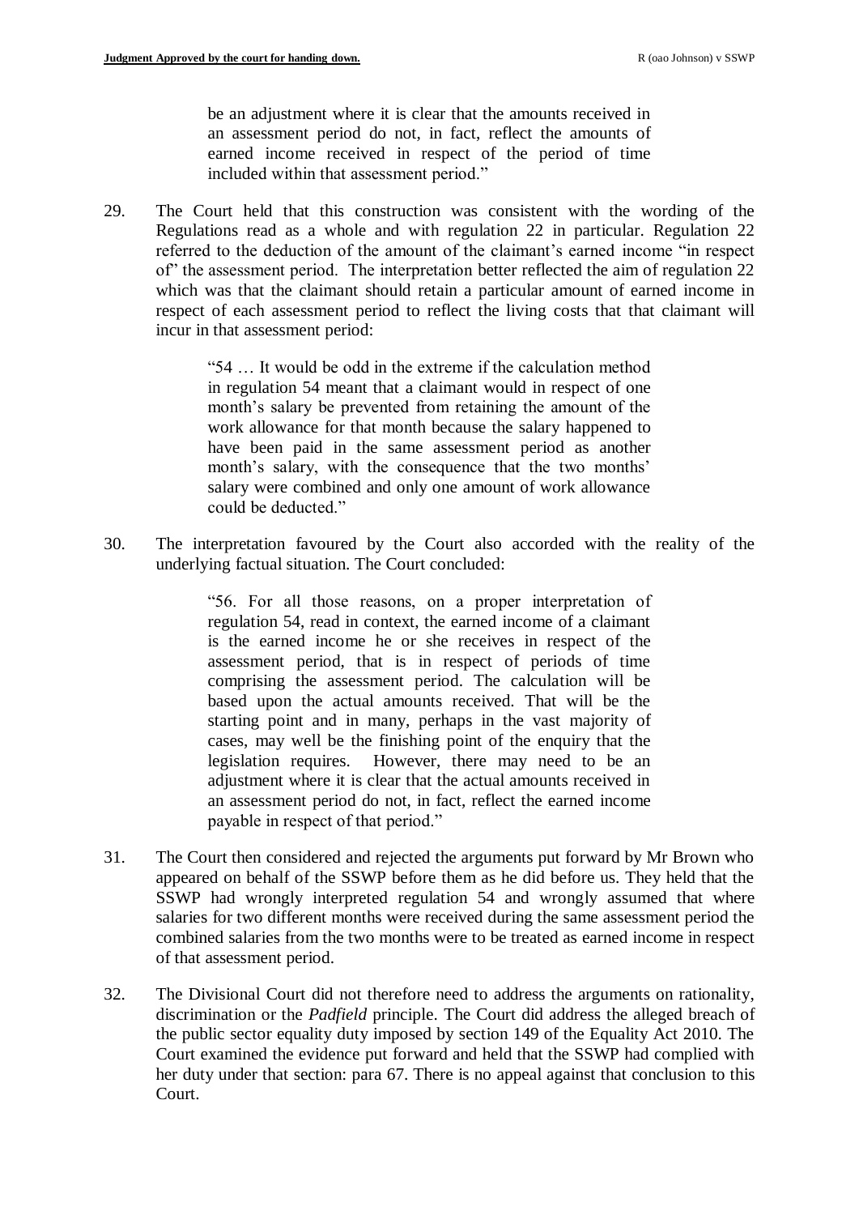> be an adjustment where it is clear that the amounts received in an assessment period do not, in fact, reflect the amounts of earned income received in respect of the period of time included within that assessment period."

29. The Court held that this construction was consistent with the wording of the Regulations read as a whole and with regulation 22 in particular. Regulation 22 referred to the deduction of the amount of the claimant's earned income "in respect of" the assessment period. The interpretation better reflected the aim of regulation 22 which was that the claimant should retain a particular amount of earned income in respect of each assessment period to reflect the living costs that that claimant will incur in that assessment period:

> "54 … It would be odd in the extreme if the calculation method in regulation 54 meant that a claimant would in respect of one month's salary be prevented from retaining the amount of the work allowance for that month because the salary happened to have been paid in the same assessment period as another month's salary, with the consequence that the two months' salary were combined and only one amount of work allowance could be deducted."

30. The interpretation favoured by the Court also accorded with the reality of the underlying factual situation. The Court concluded:

> "56. For all those reasons, on a proper interpretation of regulation 54, read in context, the earned income of a claimant is the earned income he or she receives in respect of the assessment period, that is in respect of periods of time comprising the assessment period. The calculation will be based upon the actual amounts received. That will be the starting point and in many, perhaps in the vast majority of cases, may well be the finishing point of the enquiry that the legislation requires. However, there may need to be an adjustment where it is clear that the actual amounts received in an assessment period do not, in fact, reflect the earned income payable in respect of that period."

31. The Court then considered and rejected the arguments put forward by Mr Brown who appeared on behalf of the SSWP before them as he did before us. They held that the SSWP had wrongly interpreted regulation 54 and wrongly assumed that where salaries for two different months were received during the same assessment period the combined salaries from the two months were to be treated as earned income in respect of that assessment period.

32. The Divisional Court did not therefore need to address the arguments on rationality, discrimination or the *Padfield* principle. The Court did address the alleged breach of the public sector equality duty imposed by section 149 of the Equality Act 2010. The Court examined the evidence put forward and held that the SSWP had complied with her duty under that section: para 67. There is no appeal against that conclusion to this Court.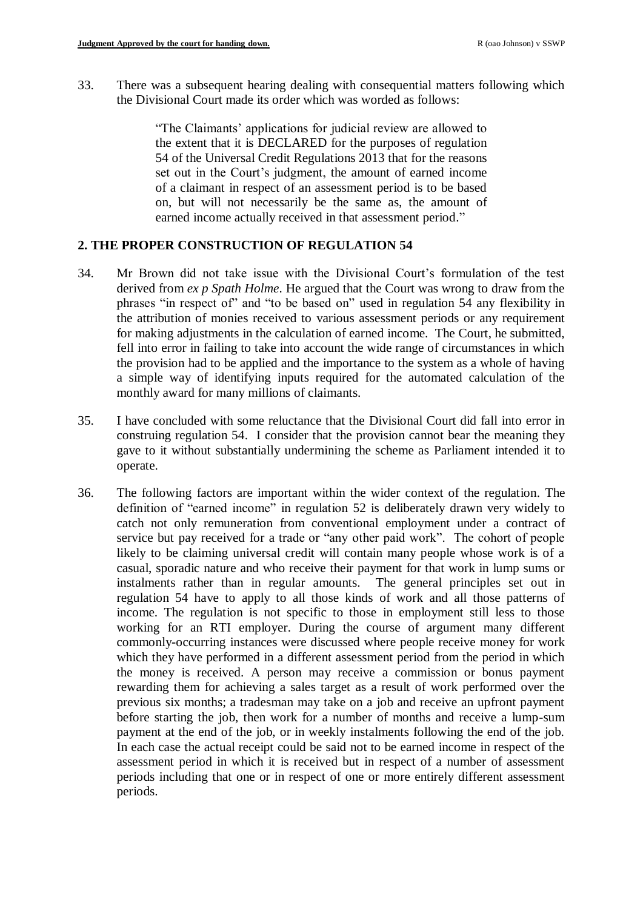33. There was a subsequent hearing dealing with consequential matters following which the Divisional Court made its order which was worded as follows:

> "The Claimants' applications for judicial review are allowed to the extent that it is DECLARED for the purposes of regulation 54 of the Universal Credit Regulations 2013 that for the reasons set out in the Court's judgment, the amount of earned income of a claimant in respect of an assessment period is to be based on, but will not necessarily be the same as, the amount of earned income actually received in that assessment period."

## 2. THE PROPER CONSTRUCTION OF REGULATION 54

34. Mr Brown did not take issue with the Divisional Court's formulation of the test derived from *ex p Spath Holme*. He argued that the Court was wrong to draw from the phrases "in respect of" and "to be based on" used in regulation 54 any flexibility in the attribution of monies received to various assessment periods or any requirement for making adjustments in the calculation of earned income. The Court, he submitted, fell into error in failing to take into account the wide range of circumstances in which the provision had to be applied and the importance to the system as a whole of having a simple way of identifying inputs required for the automated calculation of the monthly award for many millions of claimants.

35. I have concluded with some reluctance that the Divisional Court did fall into error in construing regulation 54. I consider that the provision cannot bear the meaning they gave to it without substantially undermining the scheme as Parliament intended it to operate.

36. The following factors are important within the wider context of the regulation. The definition of "earned income" in regulation 52 is deliberately drawn very widely to catch not only remuneration from conventional employment under a contract of service but pay received for a trade or "any other paid work". The cohort of people likely to be claiming universal credit will contain many people whose work is of a casual, sporadic nature and who receive their payment for that work in lump sums or instalments rather than in regular amounts. The general principles set out in regulation 54 have to apply to all those kinds of work and all those patterns of income. The regulation is not specific to those in employment still less to those working for an RTI employer. During the course of argument many different commonly-occurring instances were discussed where people receive money for work which they have performed in a different assessment period from the period in which the money is received. A person may receive a commission or bonus payment rewarding them for achieving a sales target as a result of work performed over the previous six months; a tradesman may take on a job and receive an upfront payment before starting the job, then work for a number of months and receive a lump-sum payment at the end of the job, or in weekly instalments following the end of the job. In each case the actual receipt could be said not to be earned income in respect of the assessment period in which it is received but in respect of a number of assessment periods including that one or in respect of one or more entirely different assessment periods.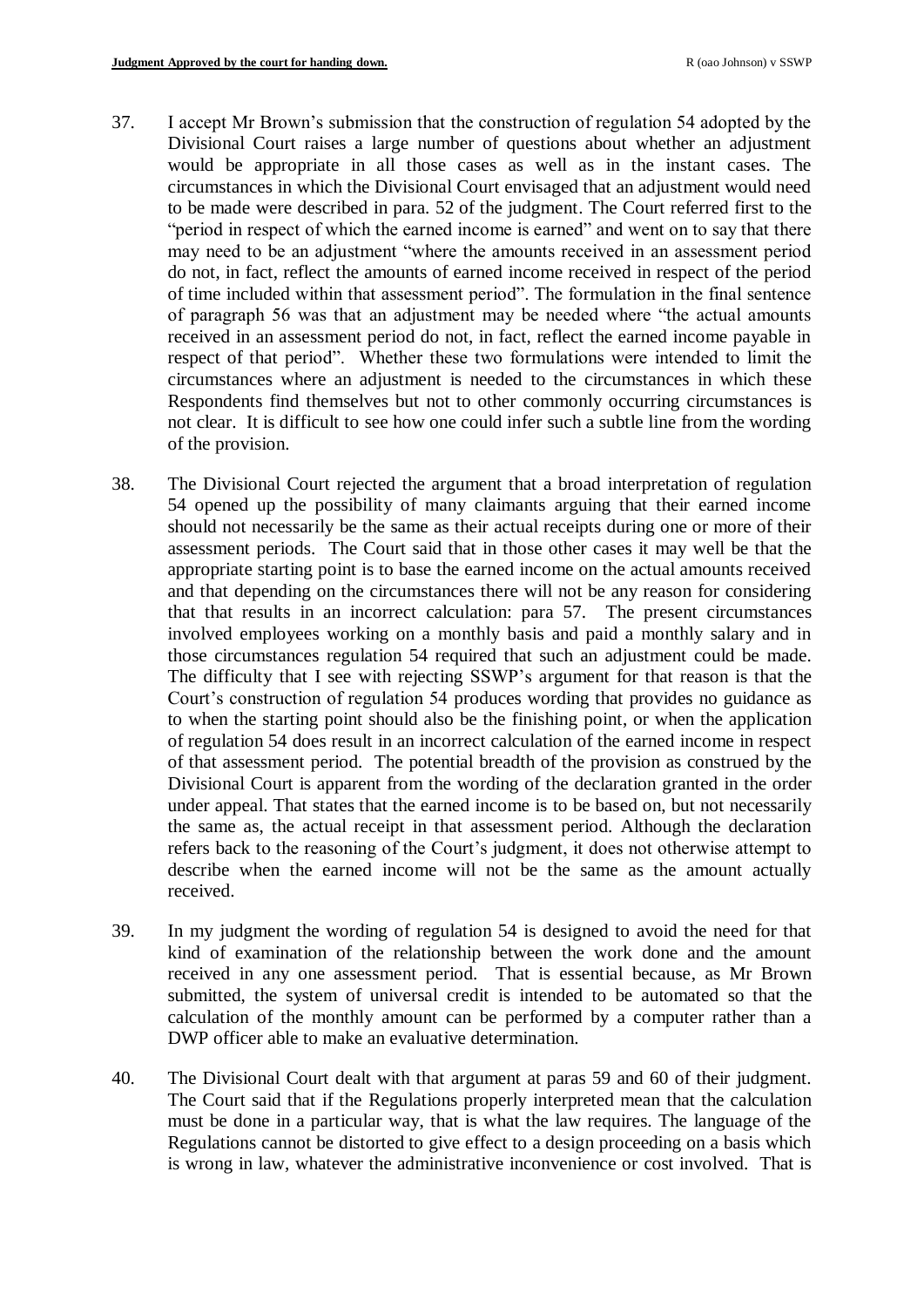37. I accept Mr Brown's submission that the construction of regulation 54 adopted by the Divisional Court raises a large number of questions about whether an adjustment would be appropriate in all those cases as well as in the instant cases. The circumstances in which the Divisional Court envisaged that an adjustment would need to be made were described in para. 52 of the judgment. The Court referred first to the "period in respect of which the earned income is earned" and went on to say that there may need to be an adjustment "where the amounts received in an assessment period do not, in fact, reflect the amounts of earned income received in respect of the period of time included within that assessment period". The formulation in the final sentence of paragraph 56 was that an adjustment may be needed where "the actual amounts received in an assessment period do not, in fact, reflect the earned income payable in respect of that period". Whether these two formulations were intended to limit the circumstances where an adjustment is needed to the circumstances in which these Respondents find themselves but not to other commonly occurring circumstances is not clear. It is difficult to see how one could infer such a subtle line from the wording of the provision.

38. The Divisional Court rejected the argument that a broad interpretation of regulation 54 opened up the possibility of many claimants arguing that their earned income should not necessarily be the same as their actual receipts during one or more of their assessment periods. The Court said that in those other cases it may well be that the appropriate starting point is to base the earned income on the actual amounts received and that depending on the circumstances there will not be any reason for considering that that results in an incorrect calculation: para 57. The present circumstances involved employees working on a monthly basis and paid a monthly salary and in those circumstances regulation 54 required that such an adjustment could be made. The difficulty that I see with rejecting SSWP's argument for that reason is that the Court's construction of regulation 54 produces wording that provides no guidance as to when the starting point should also be the finishing point, or when the application of regulation 54 does result in an incorrect calculation of the earned income in respect of that assessment period. The potential breadth of the provision as construed by the Divisional Court is apparent from the wording of the declaration granted in the order under appeal. That states that the earned income is to be based on, but not necessarily the same as, the actual receipt in that assessment period. Although the declaration refers back to the reasoning of the Court's judgment, it does not otherwise attempt to describe when the earned income will not be the same as the amount actually received.

39. In my judgment the wording of regulation 54 is designed to avoid the need for that kind of examination of the relationship between the work done and the amount received in any one assessment period. That is essential because, as Mr Brown submitted, the system of universal credit is intended to be automated so that the calculation of the monthly amount can be performed by a computer rather than a DWP officer able to make an evaluative determination.

40. The Divisional Court dealt with that argument at paras 59 and 60 of their judgment. The Court said that if the Regulations properly interpreted mean that the calculation must be done in a particular way, that is what the law requires. The language of the Regulations cannot be distorted to give effect to a design proceeding on a basis which is wrong in law, whatever the administrative inconvenience or cost involved. That is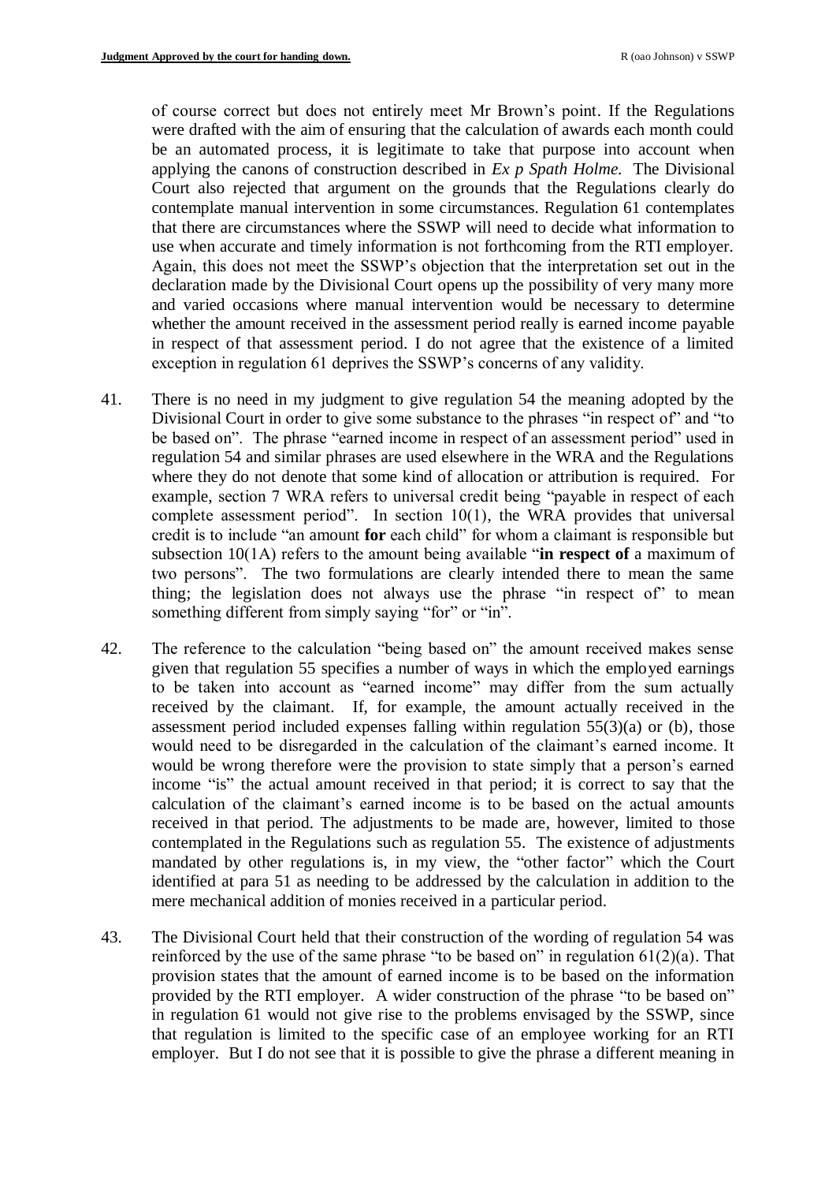of course correct but does not entirely meet Mr Brown's point. If the Regulations were drafted with the aim of ensuring that the calculation of awards each month could be an automated process, it is legitimate to take that purpose into account when applying the canons of construction described in *Ex p Spath Holme.* The Divisional Court also rejected that argument on the grounds that the Regulations clearly do contemplate manual intervention in some circumstances. Regulation 61 contemplates that there are circumstances where the SSWP will need to decide what information to use when accurate and timely information is not forthcoming from the RTI employer. Again, this does not meet the SSWP's objection that the interpretation set out in the declaration made by the Divisional Court opens up the possibility of very many more and varied occasions where manual intervention would be necessary to determine whether the amount received in the assessment period really is earned income payable in respect of that assessment period. I do not agree that the existence of a limited exception in regulation 61 deprives the SSWP's concerns of any validity.

41. There is no need in my judgment to give regulation 54 the meaning adopted by the Divisional Court in order to give some substance to the phrases "in respect of" and "to be based on". The phrase "earned income in respect of an assessment period" used in regulation 54 and similar phrases are used elsewhere in the WRA and the Regulations where they do not denote that some kind of allocation or attribution is required. For example, section 7 WRA refers to universal credit being "payable in respect of each complete assessment period". In section 10(1), the WRA provides that universal credit is to include "an amount **for** each child" for whom a claimant is responsible but subsection 10(1A) refers to the amount being available "**in respect of** a maximum of two persons". The two formulations are clearly intended there to mean the same thing; the legislation does not always use the phrase "in respect of" to mean something different from simply saying "for" or "in".

42. The reference to the calculation "being based on" the amount received makes sense given that regulation 55 specifies a number of ways in which the employed earnings to be taken into account as "earned income" may differ from the sum actually received by the claimant. If, for example, the amount actually received in the assessment period included expenses falling within regulation 55(3)(a) or (b), those would need to be disregarded in the calculation of the claimant's earned income. It would be wrong therefore were the provision to state simply that a person's earned income "is" the actual amount received in that period; it is correct to say that the calculation of the claimant's earned income is to be based on the actual amounts received in that period. The adjustments to be made are, however, limited to those contemplated in the Regulations such as regulation 55. The existence of adjustments mandated by other regulations is, in my view, the "other factor" which the Court identified at para 51 as needing to be addressed by the calculation in addition to the mere mechanical addition of monies received in a particular period.

43. The Divisional Court held that their construction of the wording of regulation 54 was reinforced by the use of the same phrase "to be based on" in regulation 61(2)(a). That provision states that the amount of earned income is to be based on the information provided by the RTI employer. A wider construction of the phrase "to be based on" in regulation 61 would not give rise to the problems envisaged by the SSWP, since that regulation is limited to the specific case of an employee working for an RTI employer. But I do not see that it is possible to give the phrase a different meaning in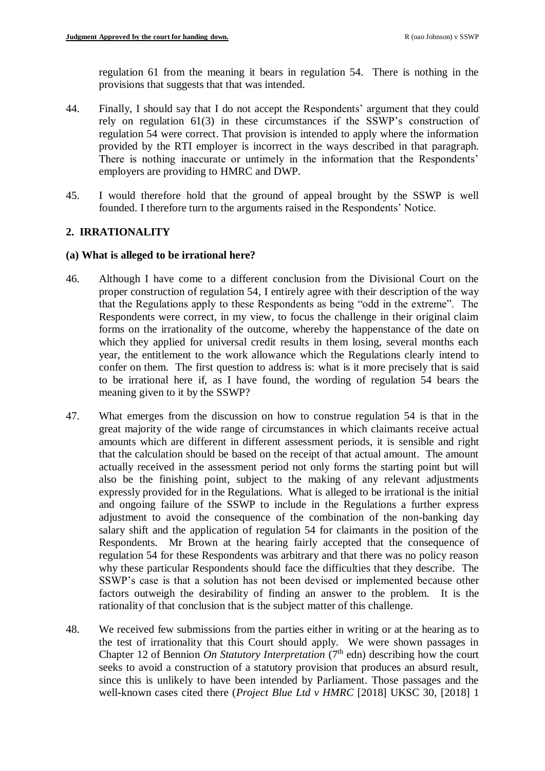regulation 61 from the meaning it bears in regulation 54. There is nothing in the provisions that suggests that that was intended.

44. Finally, I should say that I do not accept the Respondents' argument that they could rely on regulation 61(3) in these circumstances if the SSWP's construction of regulation 54 were correct. That provision is intended to apply where the information provided by the RTI employer is incorrect in the ways described in that paragraph. There is nothing inaccurate or untimely in the information that the Respondents' employers are providing to HMRC and DWP.

45. I would therefore hold that the ground of appeal brought by the SSWP is well founded. I therefore turn to the arguments raised in the Respondents' Notice.

## 2. IRRATIONALITY

### (a) What is alleged to be irrational here?

46. Although I have come to a different conclusion from the Divisional Court on the proper construction of regulation 54, I entirely agree with their description of the way that the Regulations apply to these Respondents as being "odd in the extreme". The Respondents were correct, in my view, to focus the challenge in their original claim forms on the irrationality of the outcome, whereby the happenstance of the date on which they applied for universal credit results in them losing, several months each year, the entitlement to the work allowance which the Regulations clearly intend to confer on them. The first question to address is: what is it more precisely that is said to be irrational here if, as I have found, the wording of regulation 54 bears the meaning given to it by the SSWP?

47. What emerges from the discussion on how to construe regulation 54 is that in the great majority of the wide range of circumstances in which claimants receive actual amounts which are different in different assessment periods, it is sensible and right that the calculation should be based on the receipt of that actual amount. The amount actually received in the assessment period not only forms the starting point but will also be the finishing point, subject to the making of any relevant adjustments expressly provided for in the Regulations. What is alleged to be irrational is the initial and ongoing failure of the SSWP to include in the Regulations a further express adjustment to avoid the consequence of the combination of the non-banking day salary shift and the application of regulation 54 for claimants in the position of the Respondents. Mr Brown at the hearing fairly accepted that the consequence of regulation 54 for these Respondents was arbitrary and that there was no policy reason why these particular Respondents should face the difficulties that they describe. The SSWP's case is that a solution has not been devised or implemented because other factors outweigh the desirability of finding an answer to the problem. It is the rationality of that conclusion that is the subject matter of this challenge.

48. We received few submissions from the parties either in writing or at the hearing as to the test of irrationality that this Court should apply. We were shown passages in Chapter 12 of Bennion *On Statutory Interpretation* (7th edn) describing how the court seeks to avoid a construction of a statutory provision that produces an absurd result, since this is unlikely to have been intended by Parliament. Those passages and the well-known cases cited there (*Project Blue Ltd v HMRC* [2018] UKSC 30, [2018] 1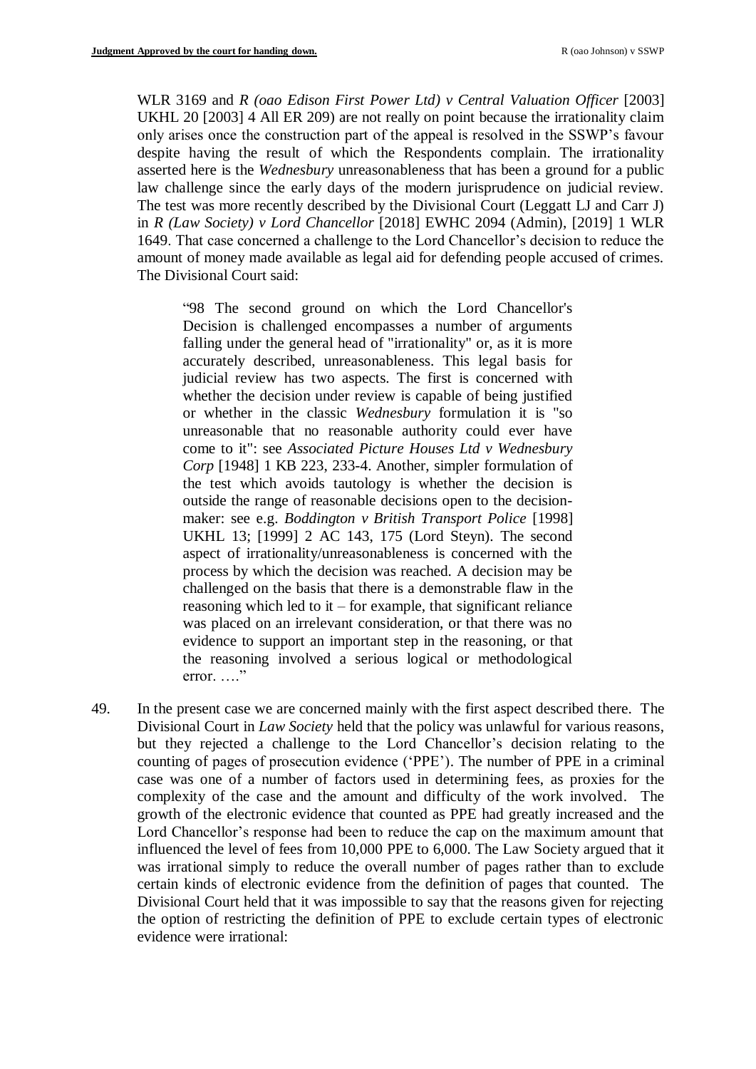WLR 3169 and *R (oao Edison First Power Ltd) v Central Valuation Officer* [2003] UKHL 20 [2003] 4 All ER 209) are not really on point because the irrationality claim only arises once the construction part of the appeal is resolved in the SSWP's favour despite having the result of which the Respondents complain. The irrationality asserted here is the *Wednesbury* unreasonableness that has been a ground for a public law challenge since the early days of the modern jurisprudence on judicial review. The test was more recently described by the Divisional Court (Leggatt LJ and Carr J) in *R (Law Society) v Lord Chancellor* [2018] EWHC 2094 (Admin), [2019] 1 WLR 1649. That case concerned a challenge to the Lord Chancellor's decision to reduce the amount of money made available as legal aid for defending people accused of crimes. The Divisional Court said:

> "98 The second ground on which the Lord Chancellor's Decision is challenged encompasses a number of arguments falling under the general head of "irrationality" or, as it is more accurately described, unreasonableness. This legal basis for judicial review has two aspects. The first is concerned with whether the decision under review is capable of being justified or whether in the classic *Wednesbury* formulation it is "so unreasonable that no reasonable authority could ever have come to it": see *Associated Picture Houses Ltd v Wednesbury Corp* [1948] 1 KB 223, 233-4. Another, simpler formulation of the test which avoids tautology is whether the decision is outside the range of reasonable decisions open to the decision-maker: see e.g. *Boddington v British Transport Police* [1998] UKHL 13; [1999] 2 AC 143, 175 (Lord Steyn). The second aspect of irrationality/unreasonableness is concerned with the process by which the decision was reached. A decision may be challenged on the basis that there is a demonstrable flaw in the reasoning which led to it – for example, that significant reliance was placed on an irrelevant consideration, or that there was no evidence to support an important step in the reasoning, or that the reasoning involved a serious logical or methodological error. …."

49. In the present case we are concerned mainly with the first aspect described there. The Divisional Court in *Law Society* held that the policy was unlawful for various reasons, but they rejected a challenge to the Lord Chancellor's decision relating to the counting of pages of prosecution evidence ('PPE'). The number of PPE in a criminal case was one of a number of factors used in determining fees, as proxies for the complexity of the case and the amount and difficulty of the work involved. The growth of the electronic evidence that counted as PPE had greatly increased and the Lord Chancellor's response had been to reduce the cap on the maximum amount that influenced the level of fees from 10,000 PPE to 6,000. The Law Society argued that it was irrational simply to reduce the overall number of pages rather than to exclude certain kinds of electronic evidence from the definition of pages that counted. The Divisional Court held that it was impossible to say that the reasons given for rejecting the option of restricting the definition of PPE to exclude certain types of electronic evidence were irrational: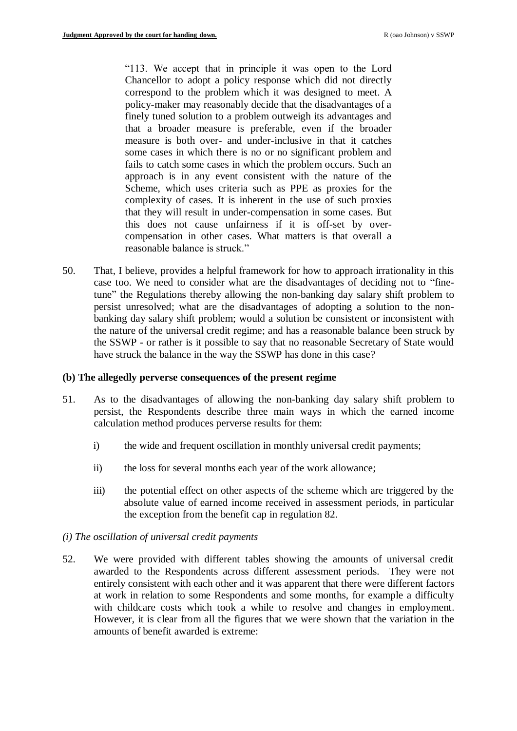> "113. We accept that in principle it was open to the Lord Chancellor to adopt a policy response which did not directly correspond to the problem which it was designed to meet. A policy-maker may reasonably decide that the disadvantages of a finely tuned solution to a problem outweigh its advantages and that a broader measure is preferable, even if the broader measure is both over- and under-inclusive in that it catches some cases in which there is no or no significant problem and fails to catch some cases in which the problem occurs. Such an approach is in any event consistent with the nature of the Scheme, which uses criteria such as PPE as proxies for the complexity of cases. It is inherent in the use of such proxies that they will result in under-compensation in some cases. But this does not cause unfairness if it is off-set by over-compensation in other cases. What matters is that overall a reasonable balance is struck."

50. That, I believe, provides a helpful framework for how to approach irrationality in this case too. We need to consider what are the disadvantages of deciding not to "fine-tune" the Regulations thereby allowing the non-banking day salary shift problem to persist unresolved; what are the disadvantages of adopting a solution to the non-banking day salary shift problem; would a solution be consistent or inconsistent with the nature of the universal credit regime; and has a reasonable balance been struck by the SSWP - or rather is it possible to say that no reasonable Secretary of State would have struck the balance in the way the SSWP has done in this case?

### (b) The allegedly perverse consequences of the present regime

51. As to the disadvantages of allowing the non-banking day salary shift problem to persist, the Respondents describe three main ways in which the earned income calculation method produces perverse results for them:

    i) the wide and frequent oscillation in monthly universal credit payments;

    ii) the loss for several months each year of the work allowance;

    iii) the potential effect on other aspects of the scheme which are triggered by the absolute value of earned income received in assessment periods, in particular the exception from the benefit cap in regulation 82.

*(i) The oscillation of universal credit payments*

52. We were provided with different tables showing the amounts of universal credit awarded to the Respondents across different assessment periods. They were not entirely consistent with each other and it was apparent that there were different factors at work in relation to some Respondents and some months, for example a difficulty with childcare costs which took a while to resolve and changes in employment. However, it is clear from all the figures that we were shown that the variation in the amounts of benefit awarded is extreme: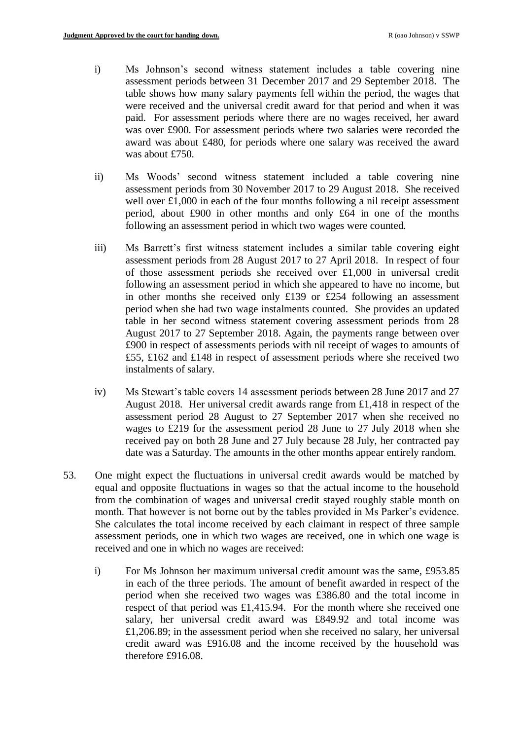i) Ms Johnson's second witness statement includes a table covering nine assessment periods between 31 December 2017 and 29 September 2018. The table shows how many salary payments fell within the period, the wages that were received and the universal credit award for that period and when it was paid. For assessment periods where there are no wages received, her award was over £900. For assessment periods where two salaries were recorded the award was about £480, for periods where one salary was received the award was about £750.

ii) Ms Woods' second witness statement included a table covering nine assessment periods from 30 November 2017 to 29 August 2018. She received well over £1,000 in each of the four months following a nil receipt assessment period, about £900 in other months and only £64 in one of the months following an assessment period in which two wages were counted.

iii) Ms Barrett's first witness statement includes a similar table covering eight assessment periods from 28 August 2017 to 27 April 2018. In respect of four of those assessment periods she received over £1,000 in universal credit following an assessment period in which she appeared to have no income, but in other months she received only £139 or £254 following an assessment period when she had two wage instalments counted. She provides an updated table in her second witness statement covering assessment periods from 28 August 2017 to 27 September 2018. Again, the payments range between over £900 in respect of assessments periods with nil receipt of wages to amounts of £55, £162 and £148 in respect of assessment periods where she received two instalments of salary.

iv) Ms Stewart's table covers 14 assessment periods between 28 June 2017 and 27 August 2018. Her universal credit awards range from £1,418 in respect of the assessment period 28 August to 27 September 2017 when she received no wages to £219 for the assessment period 28 June to 27 July 2018 when she received pay on both 28 June and 27 July because 28 July, her contracted pay date was a Saturday. The amounts in the other months appear entirely random.

53. One might expect the fluctuations in universal credit awards would be matched by equal and opposite fluctuations in wages so that the actual income to the household from the combination of wages and universal credit stayed roughly stable month on month. That however is not borne out by the tables provided in Ms Parker's evidence. She calculates the total income received by each claimant in respect of three sample assessment periods, one in which two wages are received, one in which one wage is received and one in which no wages are received:

i) For Ms Johnson her maximum universal credit amount was the same, £953.85 in each of the three periods. The amount of benefit awarded in respect of the period when she received two wages was £386.80 and the total income in respect of that period was £1,415.94. For the month where she received one salary, her universal credit award was £849.92 and total income was £1,206.89; in the assessment period when she received no salary, her universal credit award was £916.08 and the income received by the household was therefore £916.08.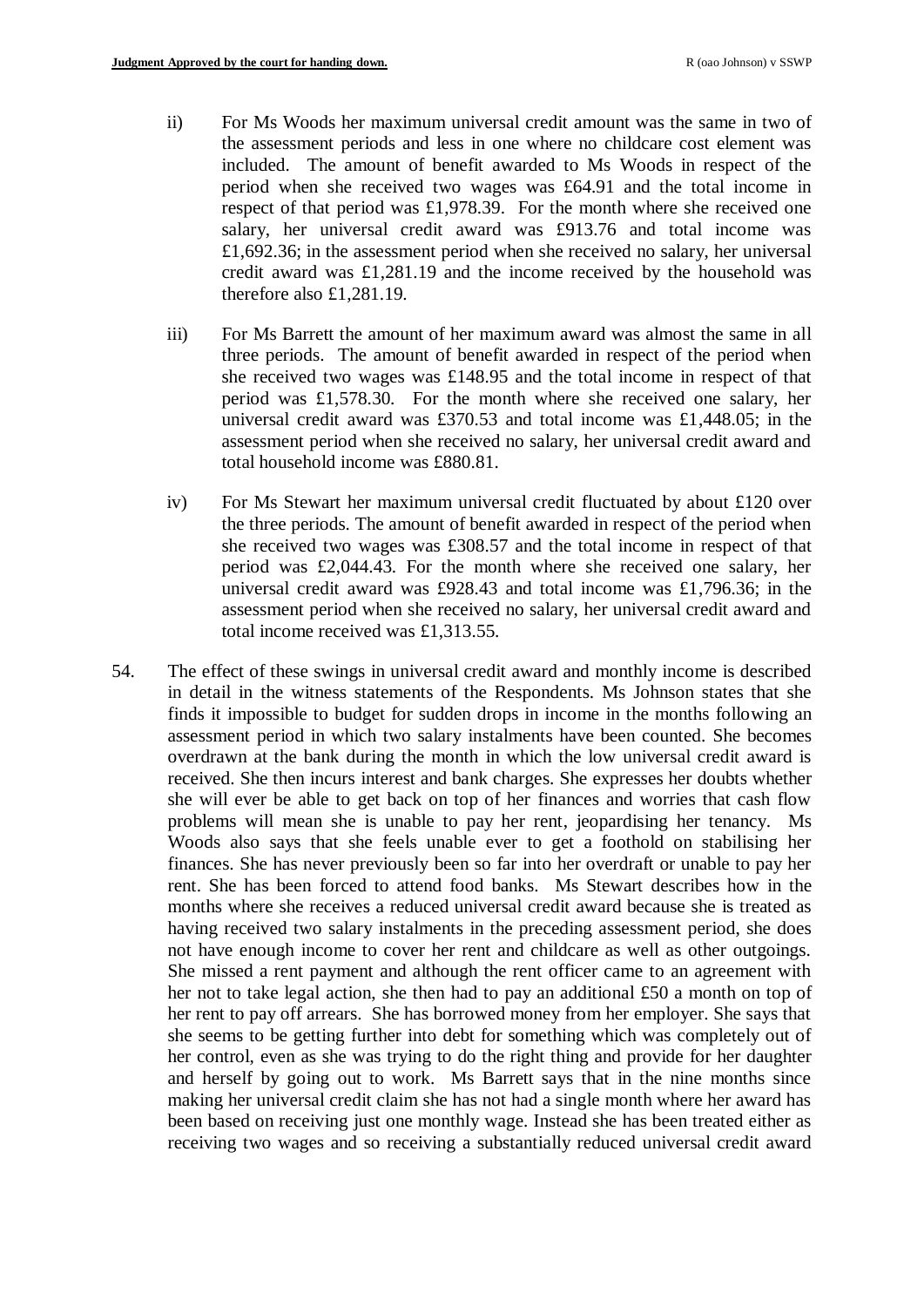ii) For Ms Woods her maximum universal credit amount was the same in two of the assessment periods and less in one where no childcare cost element was included. The amount of benefit awarded to Ms Woods in respect of the period when she received two wages was £64.91 and the total income in respect of that period was £1,978.39. For the month where she received one salary, her universal credit award was £913.76 and total income was £1,692.36; in the assessment period when she received no salary, her universal credit award was £1,281.19 and the income received by the household was therefore also £1,281.19.

iii) For Ms Barrett the amount of her maximum award was almost the same in all three periods. The amount of benefit awarded in respect of the period when she received two wages was £148.95 and the total income in respect of that period was £1,578.30. For the month where she received one salary, her universal credit award was £370.53 and total income was £1,448.05; in the assessment period when she received no salary, her universal credit award and total household income was £880.81.

iv) For Ms Stewart her maximum universal credit fluctuated by about £120 over the three periods. The amount of benefit awarded in respect of the period when she received two wages was £308.57 and the total income in respect of that period was £2,044.43. For the month where she received one salary, her universal credit award was £928.43 and total income was £1,796.36; in the assessment period when she received no salary, her universal credit award and total income received was £1,313.55.

54. The effect of these swings in universal credit award and monthly income is described in detail in the witness statements of the Respondents. Ms Johnson states that she finds it impossible to budget for sudden drops in income in the months following an assessment period in which two salary instalments have been counted. She becomes overdrawn at the bank during the month in which the low universal credit award is received. She then incurs interest and bank charges. She expresses her doubts whether she will ever be able to get back on top of her finances and worries that cash flow problems will mean she is unable to pay her rent, jeopardising her tenancy. Ms Woods also says that she feels unable ever to get a foothold on stabilising her finances. She has never previously been so far into her overdraft or unable to pay her rent. She has been forced to attend food banks. Ms Stewart describes how in the months where she receives a reduced universal credit award because she is treated as having received two salary instalments in the preceding assessment period, she does not have enough income to cover her rent and childcare as well as other outgoings. She missed a rent payment and although the rent officer came to an agreement with her not to take legal action, she then had to pay an additional £50 a month on top of her rent to pay off arrears. She has borrowed money from her employer. She says that she seems to be getting further into debt for something which was completely out of her control, even as she was trying to do the right thing and provide for her daughter and herself by going out to work. Ms Barrett says that in the nine months since making her universal credit claim she has not had a single month where her award has been based on receiving just one monthly wage. Instead she has been treated either as receiving two wages and so receiving a substantially reduced universal credit award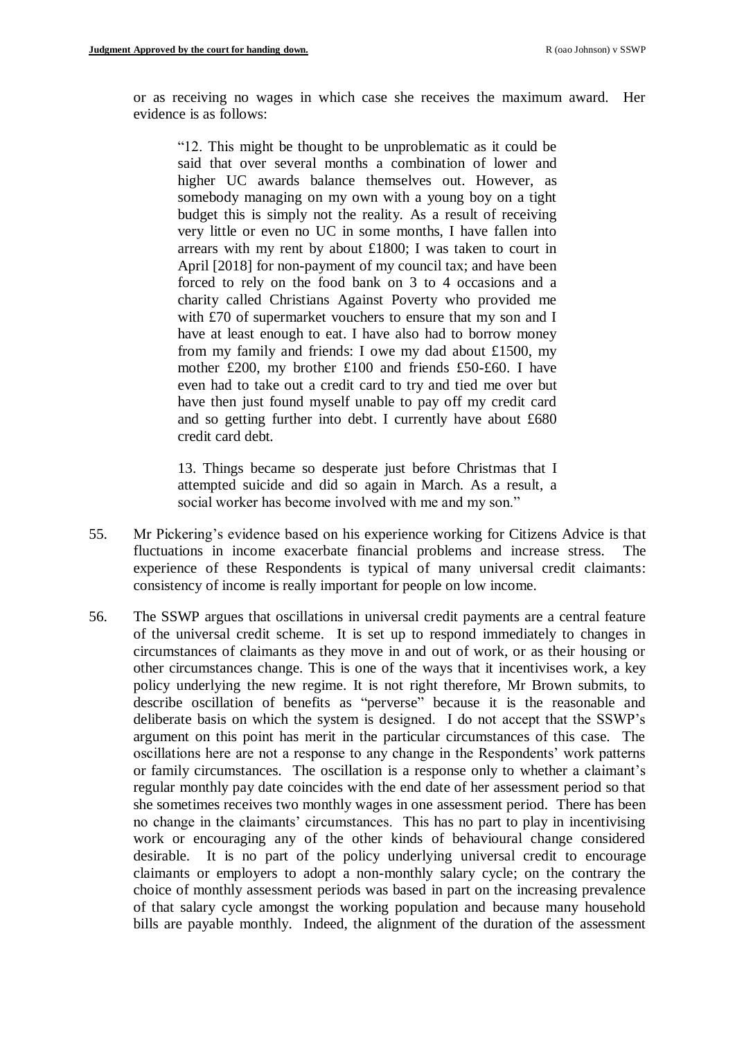or as receiving no wages in which case she receives the maximum award. Her evidence is as follows:

> "12. This might be thought to be unproblematic as it could be said that over several months a combination of lower and higher UC awards balance themselves out. However, as somebody managing on my own with a young boy on a tight budget this is simply not the reality. As a result of receiving very little or even no UC in some months, I have fallen into arrears with my rent by about £1800; I was taken to court in April [2018] for non-payment of my council tax; and have been forced to rely on the food bank on 3 to 4 occasions and a charity called Christians Against Poverty who provided me with £70 of supermarket vouchers to ensure that my son and I have at least enough to eat. I have also had to borrow money from my family and friends: I owe my dad about £1500, my mother £200, my brother £100 and friends £50-£60. I have even had to take out a credit card to try and tied me over but have then just found myself unable to pay off my credit card and so getting further into debt. I currently have about £680 credit card debt.
>
> 13. Things became so desperate just before Christmas that I attempted suicide and did so again in March. As a result, a social worker has become involved with me and my son."

55. Mr Pickering's evidence based on his experience working for Citizens Advice is that fluctuations in income exacerbate financial problems and increase stress. The experience of these Respondents is typical of many universal credit claimants: consistency of income is really important for people on low income.

56. The SSWP argues that oscillations in universal credit payments are a central feature of the universal credit scheme. It is set up to respond immediately to changes in circumstances of claimants as they move in and out of work, or as their housing or other circumstances change. This is one of the ways that it incentivises work, a key policy underlying the new regime. It is not right therefore, Mr Brown submits, to describe oscillation of benefits as "perverse" because it is the reasonable and deliberate basis on which the system is designed. I do not accept that the SSWP's argument on this point has merit in the particular circumstances of this case. The oscillations here are not a response to any change in the Respondents' work patterns or family circumstances. The oscillation is a response only to whether a claimant's regular monthly pay date coincides with the end date of her assessment period so that she sometimes receives two monthly wages in one assessment period. There has been no change in the claimants' circumstances. This has no part to play in incentivising work or encouraging any of the other kinds of behavioural change considered desirable. It is no part of the policy underlying universal credit to encourage claimants or employers to adopt a non-monthly salary cycle; on the contrary the choice of monthly assessment periods was based in part on the increasing prevalence of that salary cycle amongst the working population and because many household bills are payable monthly. Indeed, the alignment of the duration of the assessment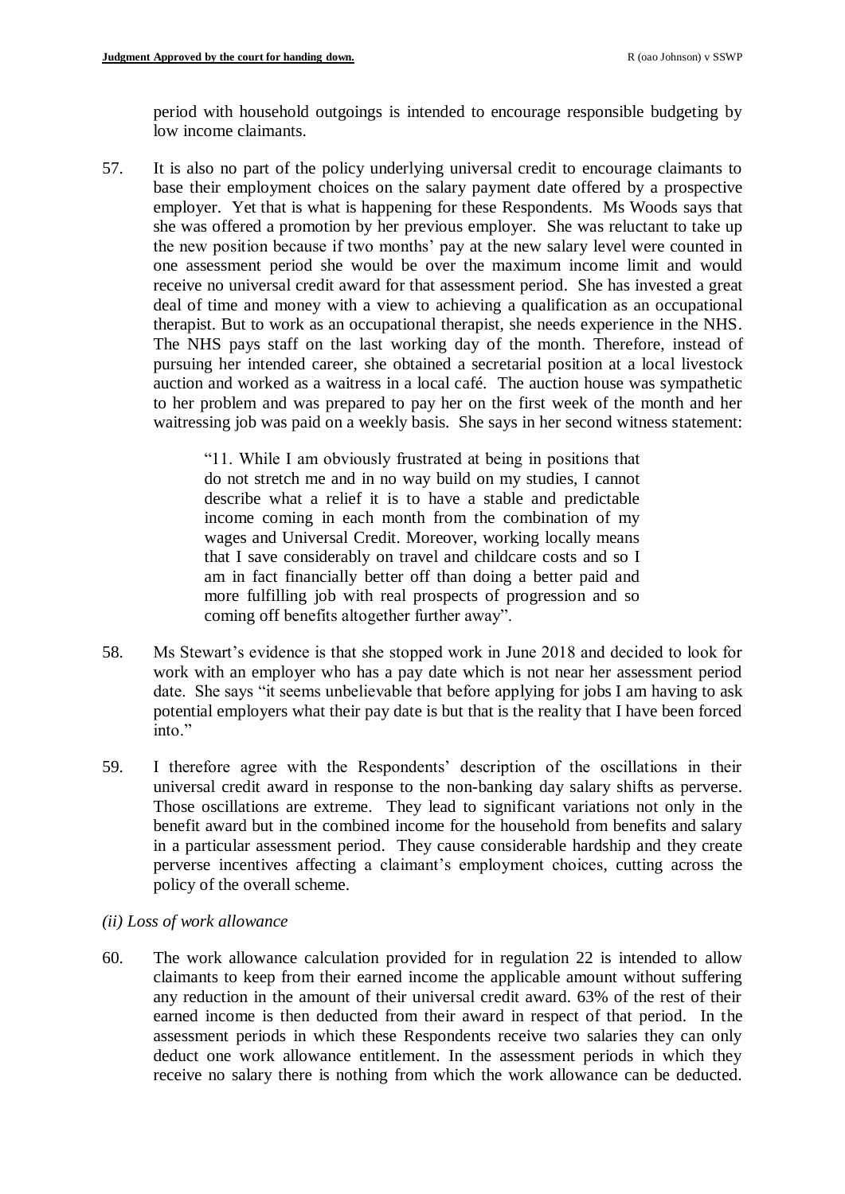period with household outgoings is intended to encourage responsible budgeting by low income claimants.

57. It is also no part of the policy underlying universal credit to encourage claimants to base their employment choices on the salary payment date offered by a prospective employer. Yet that is what is happening for these Respondents. Ms Woods says that she was offered a promotion by her previous employer. She was reluctant to take up the new position because if two months' pay at the new salary level were counted in one assessment period she would be over the maximum income limit and would receive no universal credit award for that assessment period. She has invested a great deal of time and money with a view to achieving a qualification as an occupational therapist. But to work as an occupational therapist, she needs experience in the NHS. The NHS pays staff on the last working day of the month. Therefore, instead of pursuing her intended career, she obtained a secretarial position at a local livestock auction and worked as a waitress in a local café. The auction house was sympathetic to her problem and was prepared to pay her on the first week of the month and her waitressing job was paid on a weekly basis. She says in her second witness statement:

> "11. While I am obviously frustrated at being in positions that do not stretch me and in no way build on my studies, I cannot describe what a relief it is to have a stable and predictable income coming in each month from the combination of my wages and Universal Credit. Moreover, working locally means that I save considerably on travel and childcare costs and so I am in fact financially better off than doing a better paid and more fulfilling job with real prospects of progression and so coming off benefits altogether further away".

58. Ms Stewart's evidence is that she stopped work in June 2018 and decided to look for work with an employer who has a pay date which is not near her assessment period date. She says "it seems unbelievable that before applying for jobs I am having to ask potential employers what their pay date is but that is the reality that I have been forced into."

59. I therefore agree with the Respondents' description of the oscillations in their universal credit award in response to the non-banking day salary shifts as perverse. Those oscillations are extreme. They lead to significant variations not only in the benefit award but in the combined income for the household from benefits and salary in a particular assessment period. They cause considerable hardship and they create perverse incentives affecting a claimant's employment choices, cutting across the policy of the overall scheme.

*(ii) Loss of work allowance*

60. The work allowance calculation provided for in regulation 22 is intended to allow claimants to keep from their earned income the applicable amount without suffering any reduction in the amount of their universal credit award. 63% of the rest of their earned income is then deducted from their award in respect of that period. In the assessment periods in which these Respondents receive two salaries they can only deduct one work allowance entitlement. In the assessment periods in which they receive no salary there is nothing from which the work allowance can be deducted.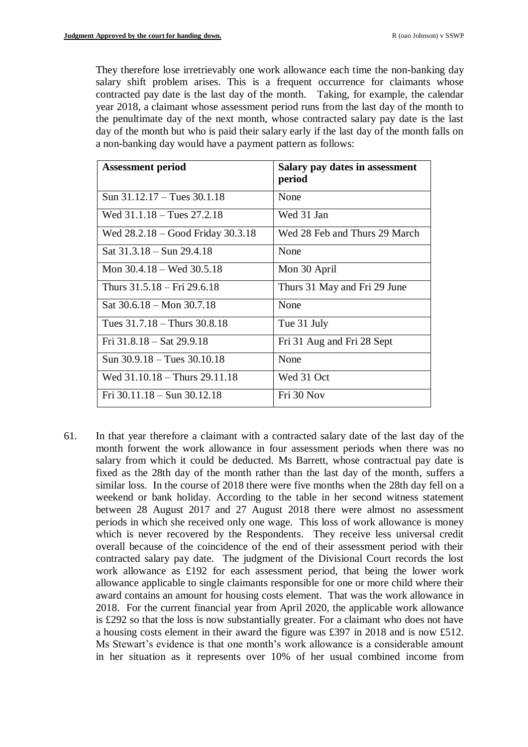They therefore lose irretrievably one work allowance each time the non-banking day salary shift problem arises. This is a frequent occurrence for claimants whose contracted pay date is the last day of the month. Taking, for example, the calendar year 2018, a claimant whose assessment period runs from the last day of the month to the penultimate day of the next month, whose contracted salary pay date is the last day of the month but who is paid their salary early if the last day of the month falls on a non-banking day would have a payment pattern as follows:

| Assessment period | Salary pay dates in assessment period |
|---|---|
| Sun 31.12.17 – Tues 30.1.18 | None |
| Wed 31.1.18 – Tues 27.2.18 | Wed 31 Jan |
| Wed 28.2.18 – Good Friday 30.3.18 | Wed 28 Feb and Thurs 29 March |
| Sat 31.3.18 – Sun 29.4.18 | None |
| Mon 30.4.18 – Wed 30.5.18 | Mon 30 April |
| Thurs 31.5.18 – Fri 29.6.18 | Thurs 31 May and Fri 29 June |
| Sat 30.6.18 – Mon 30.7.18 | None |
| Tues 31.7.18 – Thurs 30.8.18 | Tue 31 July |
| Fri 31.8.18 – Sat 29.9.18 | Fri 31 Aug and Fri 28 Sept |
| Sun 30.9.18 – Tues 30.10.18 | None |
| Wed 31.10.18 – Thurs 29.11.18 | Wed 31 Oct |
| Fri 30.11.18 – Sun 30.12.18 | Fri 30 Nov |

61. In that year therefore a claimant with a contracted salary date of the last day of the month forwent the work allowance in four assessment periods when there was no salary from which it could be deducted. Ms Barrett, whose contractual pay date is fixed as the 28th day of the month rather than the last day of the month, suffers a similar loss. In the course of 2018 there were five months when the 28th day fell on a weekend or bank holiday. According to the table in her second witness statement between 28 August 2017 and 27 August 2018 there were almost no assessment periods in which she received only one wage. This loss of work allowance is money which is never recovered by the Respondents. They receive less universal credit overall because of the coincidence of the end of their assessment period with their contracted salary pay date. The judgment of the Divisional Court records the lost work allowance as £192 for each assessment period, that being the lower work allowance applicable to single claimants responsible for one or more child where their award contains an amount for housing costs element. That was the work allowance in 2018. For the current financial year from April 2020, the applicable work allowance is £292 so that the loss is now substantially greater. For a claimant who does not have a housing costs element in their award the figure was £397 in 2018 and is now £512. Ms Stewart's evidence is that one month's work allowance is a considerable amount in her situation as it represents over 10% of her usual combined income from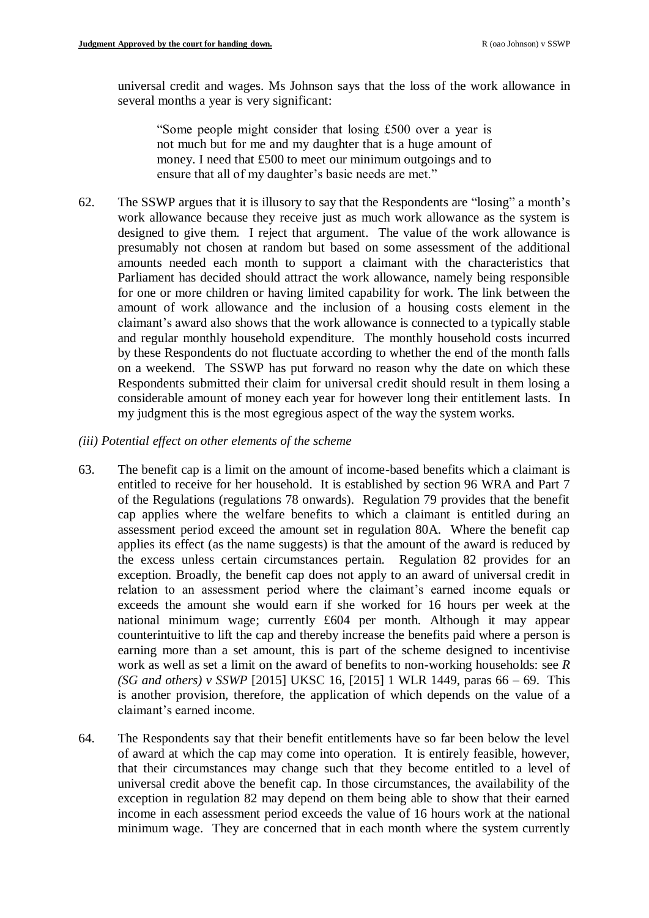universal credit and wages. Ms Johnson says that the loss of the work allowance in several months a year is very significant:

> "Some people might consider that losing £500 over a year is not much but for me and my daughter that is a huge amount of money. I need that £500 to meet our minimum outgoings and to ensure that all of my daughter's basic needs are met."

62. The SSWP argues that it is illusory to say that the Respondents are "losing" a month's work allowance because they receive just as much work allowance as the system is designed to give them. I reject that argument. The value of the work allowance is presumably not chosen at random but based on some assessment of the additional amounts needed each month to support a claimant with the characteristics that Parliament has decided should attract the work allowance, namely being responsible for one or more children or having limited capability for work. The link between the amount of work allowance and the inclusion of a housing costs element in the claimant's award also shows that the work allowance is connected to a typically stable and regular monthly household expenditure. The monthly household costs incurred by these Respondents do not fluctuate according to whether the end of the month falls on a weekend. The SSWP has put forward no reason why the date on which these Respondents submitted their claim for universal credit should result in them losing a considerable amount of money each year for however long their entitlement lasts. In my judgment this is the most egregious aspect of the way the system works.

*(iii) Potential effect on other elements of the scheme*

63. The benefit cap is a limit on the amount of income-based benefits which a claimant is entitled to receive for her household. It is established by section 96 WRA and Part 7 of the Regulations (regulations 78 onwards). Regulation 79 provides that the benefit cap applies where the welfare benefits to which a claimant is entitled during an assessment period exceed the amount set in regulation 80A. Where the benefit cap applies its effect (as the name suggests) is that the amount of the award is reduced by the excess unless certain circumstances pertain. Regulation 82 provides for an exception. Broadly, the benefit cap does not apply to an award of universal credit in relation to an assessment period where the claimant's earned income equals or exceeds the amount she would earn if she worked for 16 hours per week at the national minimum wage; currently £604 per month. Although it may appear counterintuitive to lift the cap and thereby increase the benefits paid where a person is earning more than a set amount, this is part of the scheme designed to incentivise work as well as set a limit on the award of benefits to non-working households: see *R (SG and others) v SSWP* [2015] UKSC 16, [2015] 1 WLR 1449, paras 66 – 69. This is another provision, therefore, the application of which depends on the value of a claimant's earned income.

64. The Respondents say that their benefit entitlements have so far been below the level of award at which the cap may come into operation. It is entirely feasible, however, that their circumstances may change such that they become entitled to a level of universal credit above the benefit cap. In those circumstances, the availability of the exception in regulation 82 may depend on them being able to show that their earned income in each assessment period exceeds the value of 16 hours work at the national minimum wage. They are concerned that in each month where the system currently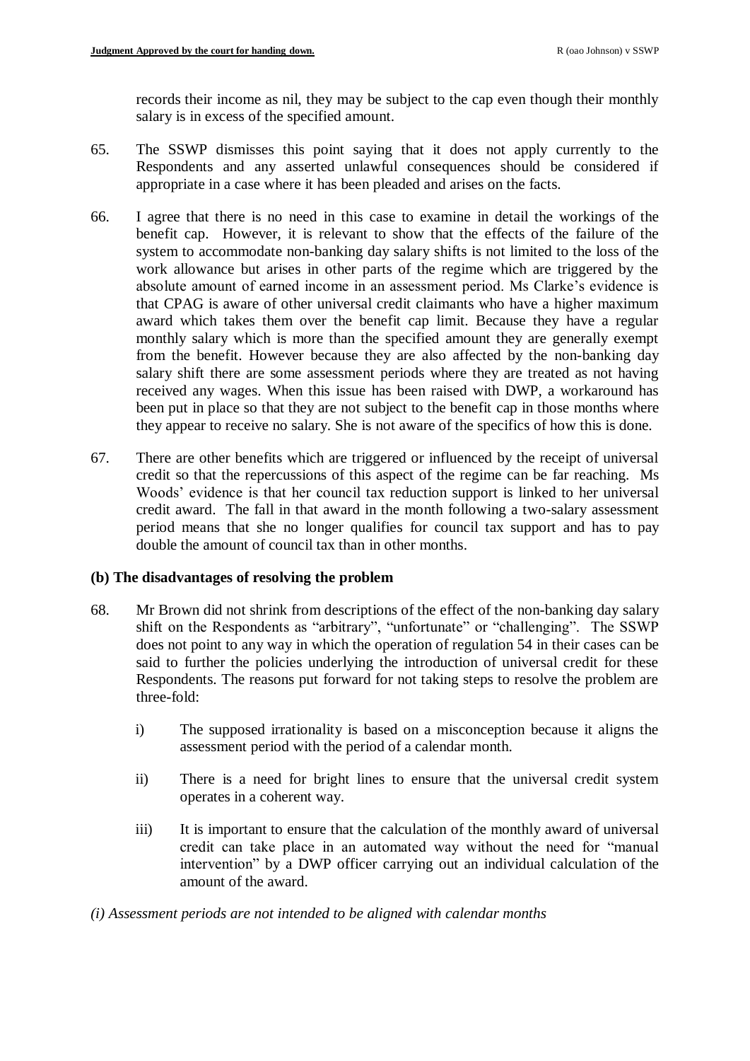records their income as nil, they may be subject to the cap even though their monthly salary is in excess of the specified amount.

65. The SSWP dismisses this point saying that it does not apply currently to the Respondents and any asserted unlawful consequences should be considered if appropriate in a case where it has been pleaded and arises on the facts.

66. I agree that there is no need in this case to examine in detail the workings of the benefit cap. However, it is relevant to show that the effects of the failure of the system to accommodate non-banking day salary shifts is not limited to the loss of the work allowance but arises in other parts of the regime which are triggered by the absolute amount of earned income in an assessment period. Ms Clarke's evidence is that CPAG is aware of other universal credit claimants who have a higher maximum award which takes them over the benefit cap limit. Because they have a regular monthly salary which is more than the specified amount they are generally exempt from the benefit. However because they are also affected by the non-banking day salary shift there are some assessment periods where they are treated as not having received any wages. When this issue has been raised with DWP, a workaround has been put in place so that they are not subject to the benefit cap in those months where they appear to receive no salary. She is not aware of the specifics of how this is done.

67. There are other benefits which are triggered or influenced by the receipt of universal credit so that the repercussions of this aspect of the regime can be far reaching. Ms Woods' evidence is that her council tax reduction support is linked to her universal credit award. The fall in that award in the month following a two-salary assessment period means that she no longer qualifies for council tax support and has to pay double the amount of council tax than in other months.

### (b) The disadvantages of resolving the problem

68. Mr Brown did not shrink from descriptions of the effect of the non-banking day salary shift on the Respondents as "arbitrary", "unfortunate" or "challenging". The SSWP does not point to any way in which the operation of regulation 54 in their cases can be said to further the policies underlying the introduction of universal credit for these Respondents. The reasons put forward for not taking steps to resolve the problem are three-fold:

    i) The supposed irrationality is based on a misconception because it aligns the assessment period with the period of a calendar month.

    ii) There is a need for bright lines to ensure that the universal credit system operates in a coherent way.

    iii) It is important to ensure that the calculation of the monthly award of universal credit can take place in an automated way without the need for "manual intervention" by a DWP officer carrying out an individual calculation of the amount of the award.

*(i) Assessment periods are not intended to be aligned with calendar months*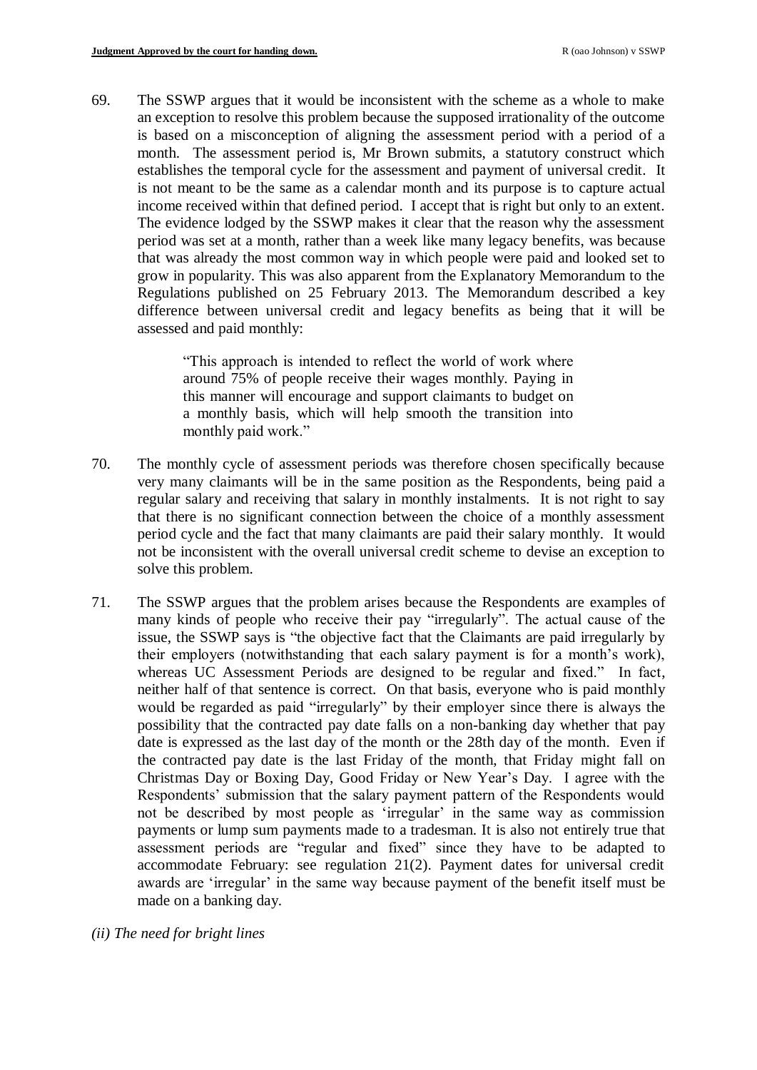69. The SSWP argues that it would be inconsistent with the scheme as a whole to make an exception to resolve this problem because the supposed irrationality of the outcome is based on a misconception of aligning the assessment period with a period of a month. The assessment period is, Mr Brown submits, a statutory construct which establishes the temporal cycle for the assessment and payment of universal credit. It is not meant to be the same as a calendar month and its purpose is to capture actual income received within that defined period. I accept that is right but only to an extent. The evidence lodged by the SSWP makes it clear that the reason why the assessment period was set at a month, rather than a week like many legacy benefits, was because that was already the most common way in which people were paid and looked set to grow in popularity. This was also apparent from the Explanatory Memorandum to the Regulations published on 25 February 2013. The Memorandum described a key difference between universal credit and legacy benefits as being that it will be assessed and paid monthly:

> "This approach is intended to reflect the world of work where around 75% of people receive their wages monthly. Paying in this manner will encourage and support claimants to budget on a monthly basis, which will help smooth the transition into monthly paid work."

70. The monthly cycle of assessment periods was therefore chosen specifically because very many claimants will be in the same position as the Respondents, being paid a regular salary and receiving that salary in monthly instalments. It is not right to say that there is no significant connection between the choice of a monthly assessment period cycle and the fact that many claimants are paid their salary monthly. It would not be inconsistent with the overall universal credit scheme to devise an exception to solve this problem.

71. The SSWP argues that the problem arises because the Respondents are examples of many kinds of people who receive their pay "irregularly". The actual cause of the issue, the SSWP says is "the objective fact that the Claimants are paid irregularly by their employers (notwithstanding that each salary payment is for a month's work), whereas UC Assessment Periods are designed to be regular and fixed." In fact, neither half of that sentence is correct. On that basis, everyone who is paid monthly would be regarded as paid "irregularly" by their employer since there is always the possibility that the contracted pay date falls on a non-banking day whether that pay date is expressed as the last day of the month or the 28th day of the month. Even if the contracted pay date is the last Friday of the month, that Friday might fall on Christmas Day or Boxing Day, Good Friday or New Year's Day. I agree with the Respondents' submission that the salary payment pattern of the Respondents would not be described by most people as 'irregular' in the same way as commission payments or lump sum payments made to a tradesman. It is also not entirely true that assessment periods are "regular and fixed" since they have to be adapted to accommodate February: see regulation 21(2). Payment dates for universal credit awards are 'irregular' in the same way because payment of the benefit itself must be made on a banking day.

*(ii) The need for bright lines*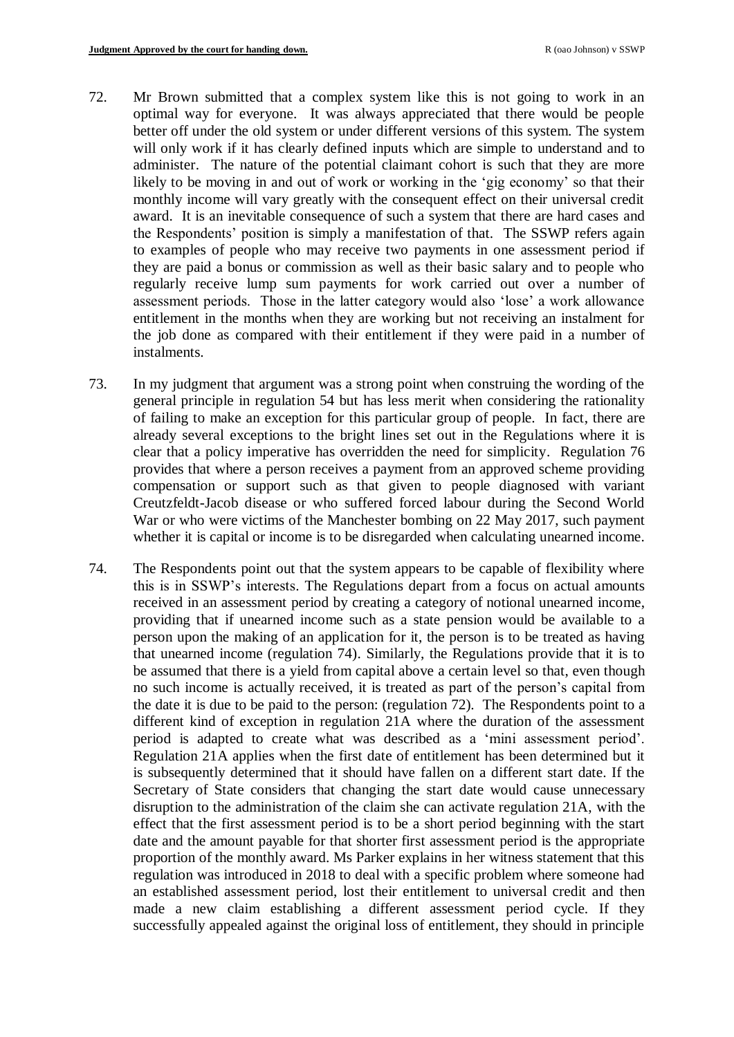72. Mr Brown submitted that a complex system like this is not going to work in an optimal way for everyone. It was always appreciated that there would be people better off under the old system or under different versions of this system. The system will only work if it has clearly defined inputs which are simple to understand and to administer. The nature of the potential claimant cohort is such that they are more likely to be moving in and out of work or working in the 'gig economy' so that their monthly income will vary greatly with the consequent effect on their universal credit award. It is an inevitable consequence of such a system that there are hard cases and the Respondents' position is simply a manifestation of that. The SSWP refers again to examples of people who may receive two payments in one assessment period if they are paid a bonus or commission as well as their basic salary and to people who regularly receive lump sum payments for work carried out over a number of assessment periods. Those in the latter category would also 'lose' a work allowance entitlement in the months when they are working but not receiving an instalment for the job done as compared with their entitlement if they were paid in a number of instalments.

73. In my judgment that argument was a strong point when construing the wording of the general principle in regulation 54 but has less merit when considering the rationality of failing to make an exception for this particular group of people. In fact, there are already several exceptions to the bright lines set out in the Regulations where it is clear that a policy imperative has overridden the need for simplicity. Regulation 76 provides that where a person receives a payment from an approved scheme providing compensation or support such as that given to people diagnosed with variant Creutzfeldt-Jacob disease or who suffered forced labour during the Second World War or who were victims of the Manchester bombing on 22 May 2017, such payment whether it is capital or income is to be disregarded when calculating unearned income.

74. The Respondents point out that the system appears to be capable of flexibility where this is in SSWP's interests. The Regulations depart from a focus on actual amounts received in an assessment period by creating a category of notional unearned income, providing that if unearned income such as a state pension would be available to a person upon the making of an application for it, the person is to be treated as having that unearned income (regulation 74). Similarly, the Regulations provide that it is to be assumed that there is a yield from capital above a certain level so that, even though no such income is actually received, it is treated as part of the person's capital from the date it is due to be paid to the person: (regulation 72). The Respondents point to a different kind of exception in regulation 21A where the duration of the assessment period is adapted to create what was described as a 'mini assessment period'. Regulation 21A applies when the first date of entitlement has been determined but it is subsequently determined that it should have fallen on a different start date. If the Secretary of State considers that changing the start date would cause unnecessary disruption to the administration of the claim she can activate regulation 21A, with the effect that the first assessment period is to be a short period beginning with the start date and the amount payable for that shorter first assessment period is the appropriate proportion of the monthly award. Ms Parker explains in her witness statement that this regulation was introduced in 2018 to deal with a specific problem where someone had an established assessment period, lost their entitlement to universal credit and then made a new claim establishing a different assessment period cycle. If they successfully appealed against the original loss of entitlement, they should in principle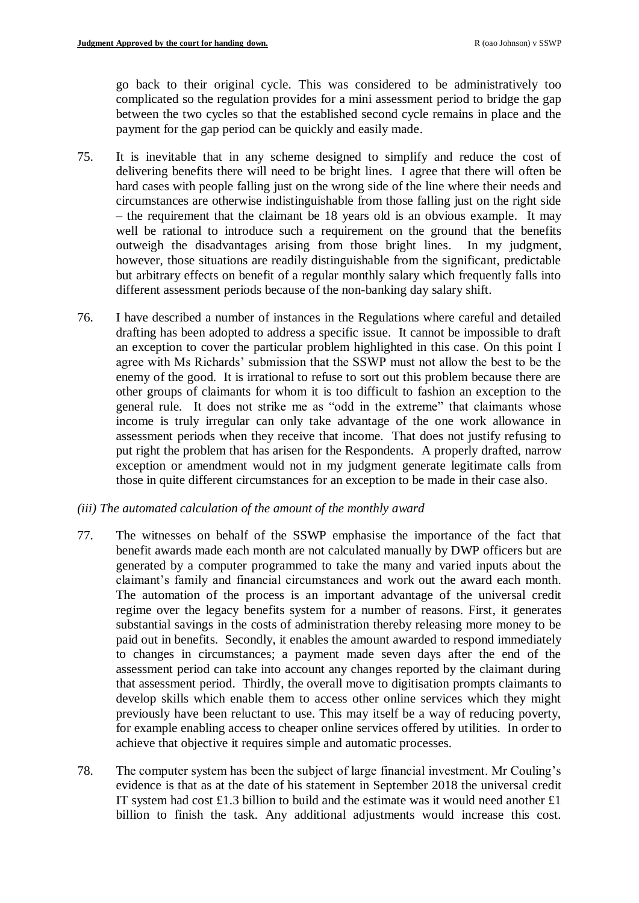go back to their original cycle. This was considered to be administratively too complicated so the regulation provides for a mini assessment period to bridge the gap between the two cycles so that the established second cycle remains in place and the payment for the gap period can be quickly and easily made.

75. It is inevitable that in any scheme designed to simplify and reduce the cost of delivering benefits there will need to be bright lines. I agree that there will often be hard cases with people falling just on the wrong side of the line where their needs and circumstances are otherwise indistinguishable from those falling just on the right side – the requirement that the claimant be 18 years old is an obvious example. It may well be rational to introduce such a requirement on the ground that the benefits outweigh the disadvantages arising from those bright lines. In my judgment, however, those situations are readily distinguishable from the significant, predictable but arbitrary effects on benefit of a regular monthly salary which frequently falls into different assessment periods because of the non-banking day salary shift.

76. I have described a number of instances in the Regulations where careful and detailed drafting has been adopted to address a specific issue. It cannot be impossible to draft an exception to cover the particular problem highlighted in this case. On this point I agree with Ms Richards' submission that the SSWP must not allow the best to be the enemy of the good. It is irrational to refuse to sort out this problem because there are other groups of claimants for whom it is too difficult to fashion an exception to the general rule. It does not strike me as "odd in the extreme" that claimants whose income is truly irregular can only take advantage of the one work allowance in assessment periods when they receive that income. That does not justify refusing to put right the problem that has arisen for the Respondents. A properly drafted, narrow exception or amendment would not in my judgment generate legitimate calls from those in quite different circumstances for an exception to be made in their case also.

*(iii) The automated calculation of the amount of the monthly award*

77. The witnesses on behalf of the SSWP emphasise the importance of the fact that benefit awards made each month are not calculated manually by DWP officers but are generated by a computer programmed to take the many and varied inputs about the claimant's family and financial circumstances and work out the award each month. The automation of the process is an important advantage of the universal credit regime over the legacy benefits system for a number of reasons. First, it generates substantial savings in the costs of administration thereby releasing more money to be paid out in benefits. Secondly, it enables the amount awarded to respond immediately to changes in circumstances; a payment made seven days after the end of the assessment period can take into account any changes reported by the claimant during that assessment period. Thirdly, the overall move to digitisation prompts claimants to develop skills which enable them to access other online services which they might previously have been reluctant to use. This may itself be a way of reducing poverty, for example enabling access to cheaper online services offered by utilities. In order to achieve that objective it requires simple and automatic processes.

78. The computer system has been the subject of large financial investment. Mr Couling's evidence is that as at the date of his statement in September 2018 the universal credit IT system had cost £1.3 billion to build and the estimate was it would need another £1 billion to finish the task. Any additional adjustments would increase this cost.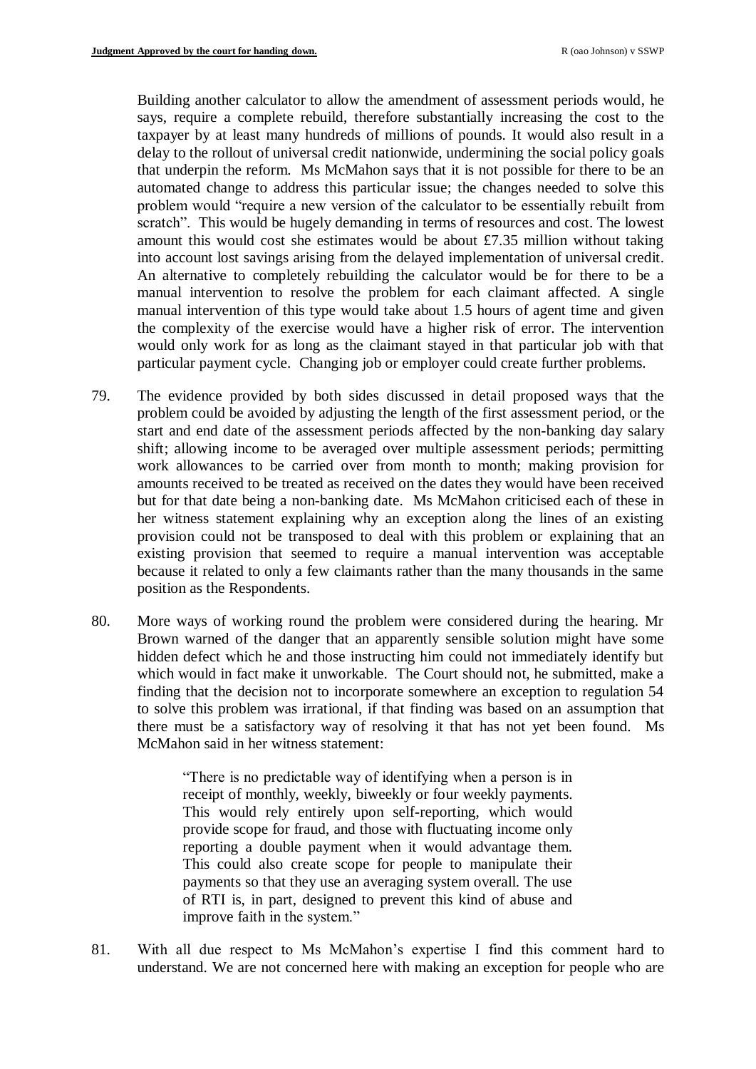Building another calculator to allow the amendment of assessment periods would, he says, require a complete rebuild, therefore substantially increasing the cost to the taxpayer by at least many hundreds of millions of pounds. It would also result in a delay to the rollout of universal credit nationwide, undermining the social policy goals that underpin the reform. Ms McMahon says that it is not possible for there to be an automated change to address this particular issue; the changes needed to solve this problem would "require a new version of the calculator to be essentially rebuilt from scratch". This would be hugely demanding in terms of resources and cost. The lowest amount this would cost she estimates would be about £7.35 million without taking into account lost savings arising from the delayed implementation of universal credit. An alternative to completely rebuilding the calculator would be for there to be a manual intervention to resolve the problem for each claimant affected. A single manual intervention of this type would take about 1.5 hours of agent time and given the complexity of the exercise would have a higher risk of error. The intervention would only work for as long as the claimant stayed in that particular job with that particular payment cycle. Changing job or employer could create further problems.

79. The evidence provided by both sides discussed in detail proposed ways that the problem could be avoided by adjusting the length of the first assessment period, or the start and end date of the assessment periods affected by the non-banking day salary shift; allowing income to be averaged over multiple assessment periods; permitting work allowances to be carried over from month to month; making provision for amounts received to be treated as received on the dates they would have been received but for that date being a non-banking date. Ms McMahon criticised each of these in her witness statement explaining why an exception along the lines of an existing provision could not be transposed to deal with this problem or explaining that an existing provision that seemed to require a manual intervention was acceptable because it related to only a few claimants rather than the many thousands in the same position as the Respondents.

80. More ways of working round the problem were considered during the hearing. Mr Brown warned of the danger that an apparently sensible solution might have some hidden defect which he and those instructing him could not immediately identify but which would in fact make it unworkable. The Court should not, he submitted, make a finding that the decision not to incorporate somewhere an exception to regulation 54 to solve this problem was irrational, if that finding was based on an assumption that there must be a satisfactory way of resolving it that has not yet been found. Ms McMahon said in her witness statement:

> "There is no predictable way of identifying when a person is in receipt of monthly, weekly, biweekly or four weekly payments. This would rely entirely upon self-reporting, which would provide scope for fraud, and those with fluctuating income only reporting a double payment when it would advantage them. This could also create scope for people to manipulate their payments so that they use an averaging system overall. The use of RTI is, in part, designed to prevent this kind of abuse and improve faith in the system."

81. With all due respect to Ms McMahon's expertise I find this comment hard to understand. We are not concerned here with making an exception for people who are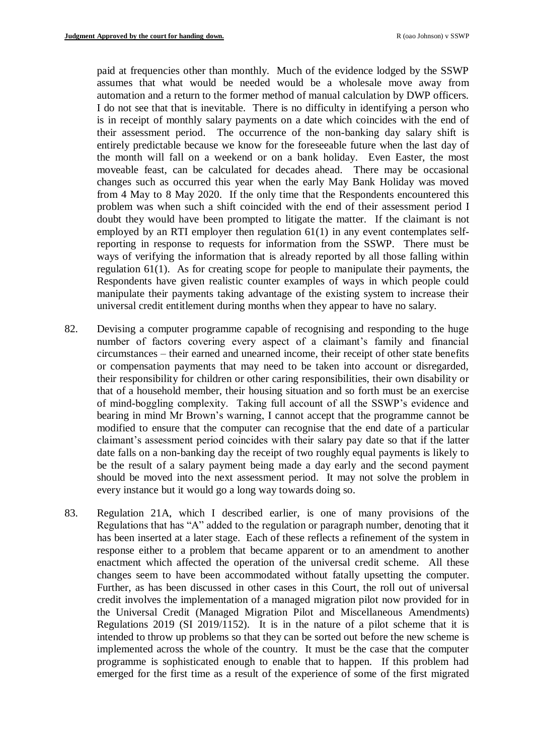paid at frequencies other than monthly. Much of the evidence lodged by the SSWP assumes that what would be needed would be a wholesale move away from automation and a return to the former method of manual calculation by DWP officers. I do not see that that is inevitable. There is no difficulty in identifying a person who is in receipt of monthly salary payments on a date which coincides with the end of their assessment period. The occurrence of the non-banking day salary shift is entirely predictable because we know for the foreseeable future when the last day of the month will fall on a weekend or on a bank holiday. Even Easter, the most moveable feast, can be calculated for decades ahead. There may be occasional changes such as occurred this year when the early May Bank Holiday was moved from 4 May to 8 May 2020. If the only time that the Respondents encountered this problem was when such a shift coincided with the end of their assessment period I doubt they would have been prompted to litigate the matter. If the claimant is not employed by an RTI employer then regulation 61(1) in any event contemplates self-reporting in response to requests for information from the SSWP. There must be ways of verifying the information that is already reported by all those falling within regulation 61(1). As for creating scope for people to manipulate their payments, the Respondents have given realistic counter examples of ways in which people could manipulate their payments taking advantage of the existing system to increase their universal credit entitlement during months when they appear to have no salary.

82. Devising a computer programme capable of recognising and responding to the huge number of factors covering every aspect of a claimant's family and financial circumstances – their earned and unearned income, their receipt of other state benefits or compensation payments that may need to be taken into account or disregarded, their responsibility for children or other caring responsibilities, their own disability or that of a household member, their housing situation and so forth must be an exercise of mind-boggling complexity. Taking full account of all the SSWP's evidence and bearing in mind Mr Brown's warning, I cannot accept that the programme cannot be modified to ensure that the computer can recognise that the end date of a particular claimant's assessment period coincides with their salary pay date so that if the latter date falls on a non-banking day the receipt of two roughly equal payments is likely to be the result of a salary payment being made a day early and the second payment should be moved into the next assessment period. It may not solve the problem in every instance but it would go a long way towards doing so.

83. Regulation 21A, which I described earlier, is one of many provisions of the Regulations that has "A" added to the regulation or paragraph number, denoting that it has been inserted at a later stage. Each of these reflects a refinement of the system in response either to a problem that became apparent or to an amendment to another enactment which affected the operation of the universal credit scheme. All these changes seem to have been accommodated without fatally upsetting the computer. Further, as has been discussed in other cases in this Court, the roll out of universal credit involves the implementation of a managed migration pilot now provided for in the Universal Credit (Managed Migration Pilot and Miscellaneous Amendments) Regulations 2019 (SI 2019/1152). It is in the nature of a pilot scheme that it is intended to throw up problems so that they can be sorted out before the new scheme is implemented across the whole of the country. It must be the case that the computer programme is sophisticated enough to enable that to happen. If this problem had emerged for the first time as a result of the experience of some of the first migrated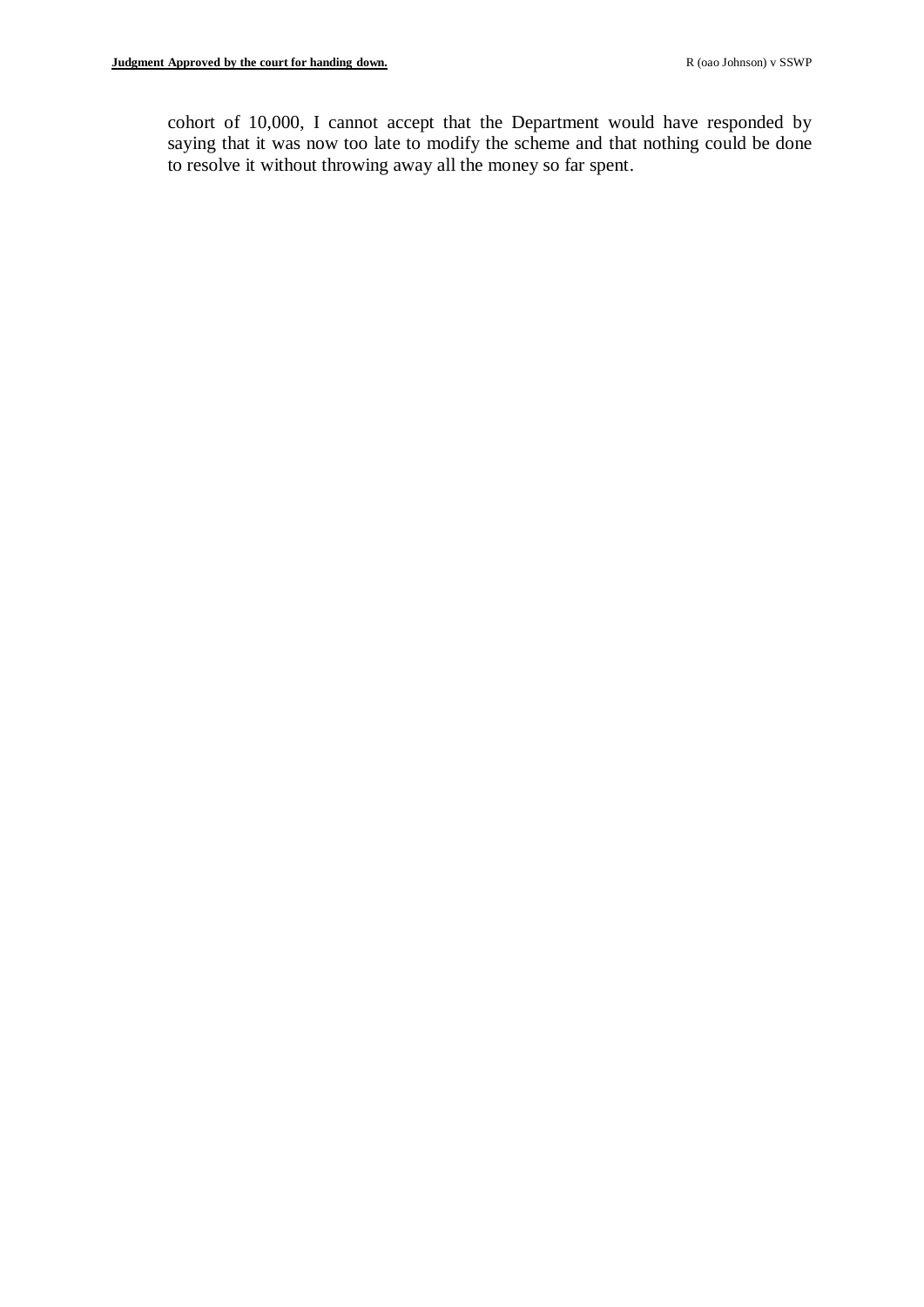cohort of 10,000, I cannot accept that the Department would have responded by saying that it was now too late to modify the scheme and that nothing could be done to resolve it without throwing away all the money so far spent.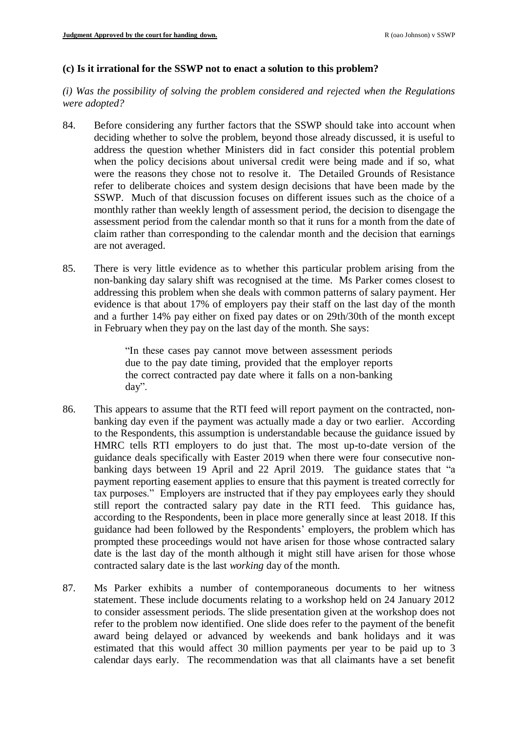### (c) Is it irrational for the SSWP not to enact a solution to this problem?

*(i) Was the possibility of solving the problem considered and rejected when the Regulations were adopted?*

84. Before considering any further factors that the SSWP should take into account when deciding whether to solve the problem, beyond those already discussed, it is useful to address the question whether Ministers did in fact consider this potential problem when the policy decisions about universal credit were being made and if so, what were the reasons they chose not to resolve it. The Detailed Grounds of Resistance refer to deliberate choices and system design decisions that have been made by the SSWP. Much of that discussion focuses on different issues such as the choice of a monthly rather than weekly length of assessment period, the decision to disengage the assessment period from the calendar month so that it runs for a month from the date of claim rather than corresponding to the calendar month and the decision that earnings are not averaged.

85. There is very little evidence as to whether this particular problem arising from the non-banking day salary shift was recognised at the time. Ms Parker comes closest to addressing this problem when she deals with common patterns of salary payment. Her evidence is that about 17% of employers pay their staff on the last day of the month and a further 14% pay either on fixed pay dates or on 29th/30th of the month except in February when they pay on the last day of the month. She says:

    > "In these cases pay cannot move between assessment periods due to the pay date timing, provided that the employer reports the correct contracted pay date where it falls on a non-banking day".

86. This appears to assume that the RTI feed will report payment on the contracted, non-banking day even if the payment was actually made a day or two earlier. According to the Respondents, this assumption is understandable because the guidance issued by HMRC tells RTI employers to do just that. The most up-to-date version of the guidance deals specifically with Easter 2019 when there were four consecutive non-banking days between 19 April and 22 April 2019. The guidance states that "a payment reporting easement applies to ensure that this payment is treated correctly for tax purposes." Employers are instructed that if they pay employees early they should still report the contracted salary pay date in the RTI feed. This guidance has, according to the Respondents, been in place more generally since at least 2018. If this guidance had been followed by the Respondents' employers, the problem which has prompted these proceedings would not have arisen for those whose contracted salary date is the last day of the month although it might still have arisen for those whose contracted salary date is the last *working* day of the month.

87. Ms Parker exhibits a number of contemporaneous documents to her witness statement. These include documents relating to a workshop held on 24 January 2012 to consider assessment periods. The slide presentation given at the workshop does not refer to the problem now identified. One slide does refer to the payment of the benefit award being delayed or advanced by weekends and bank holidays and it was estimated that this would affect 30 million payments per year to be paid up to 3 calendar days early. The recommendation was that all claimants have a set benefit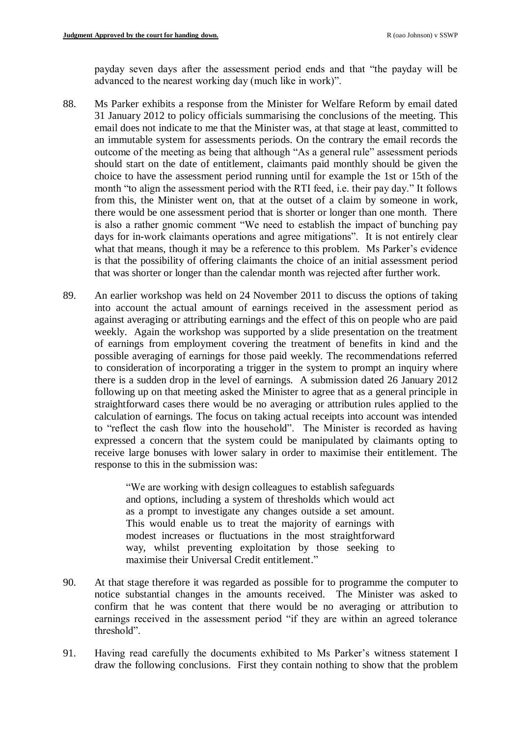payday seven days after the assessment period ends and that "the payday will be advanced to the nearest working day (much like in work)".

88. Ms Parker exhibits a response from the Minister for Welfare Reform by email dated 31 January 2012 to policy officials summarising the conclusions of the meeting. This email does not indicate to me that the Minister was, at that stage at least, committed to an immutable system for assessments periods. On the contrary the email records the outcome of the meeting as being that although "As a general rule" assessment periods should start on the date of entitlement, claimants paid monthly should be given the choice to have the assessment period running until for example the 1st or 15th of the month "to align the assessment period with the RTI feed, i.e. their pay day." It follows from this, the Minister went on, that at the outset of a claim by someone in work, there would be one assessment period that is shorter or longer than one month. There is also a rather gnomic comment "We need to establish the impact of bunching pay days for in-work claimants operations and agree mitigations". It is not entirely clear what that means, though it may be a reference to this problem. Ms Parker's evidence is that the possibility of offering claimants the choice of an initial assessment period that was shorter or longer than the calendar month was rejected after further work.

89. An earlier workshop was held on 24 November 2011 to discuss the options of taking into account the actual amount of earnings received in the assessment period as against averaging or attributing earnings and the effect of this on people who are paid weekly. Again the workshop was supported by a slide presentation on the treatment of earnings from employment covering the treatment of benefits in kind and the possible averaging of earnings for those paid weekly. The recommendations referred to consideration of incorporating a trigger in the system to prompt an inquiry where there is a sudden drop in the level of earnings. A submission dated 26 January 2012 following up on that meeting asked the Minister to agree that as a general principle in straightforward cases there would be no averaging or attribution rules applied to the calculation of earnings. The focus on taking actual receipts into account was intended to "reflect the cash flow into the household". The Minister is recorded as having expressed a concern that the system could be manipulated by claimants opting to receive large bonuses with lower salary in order to maximise their entitlement. The response to this in the submission was:

> "We are working with design colleagues to establish safeguards and options, including a system of thresholds which would act as a prompt to investigate any changes outside a set amount. This would enable us to treat the majority of earnings with modest increases or fluctuations in the most straightforward way, whilst preventing exploitation by those seeking to maximise their Universal Credit entitlement."

90. At that stage therefore it was regarded as possible for to programme the computer to notice substantial changes in the amounts received. The Minister was asked to confirm that he was content that there would be no averaging or attribution to earnings received in the assessment period "if they are within an agreed tolerance threshold".

91. Having read carefully the documents exhibited to Ms Parker's witness statement I draw the following conclusions. First they contain nothing to show that the problem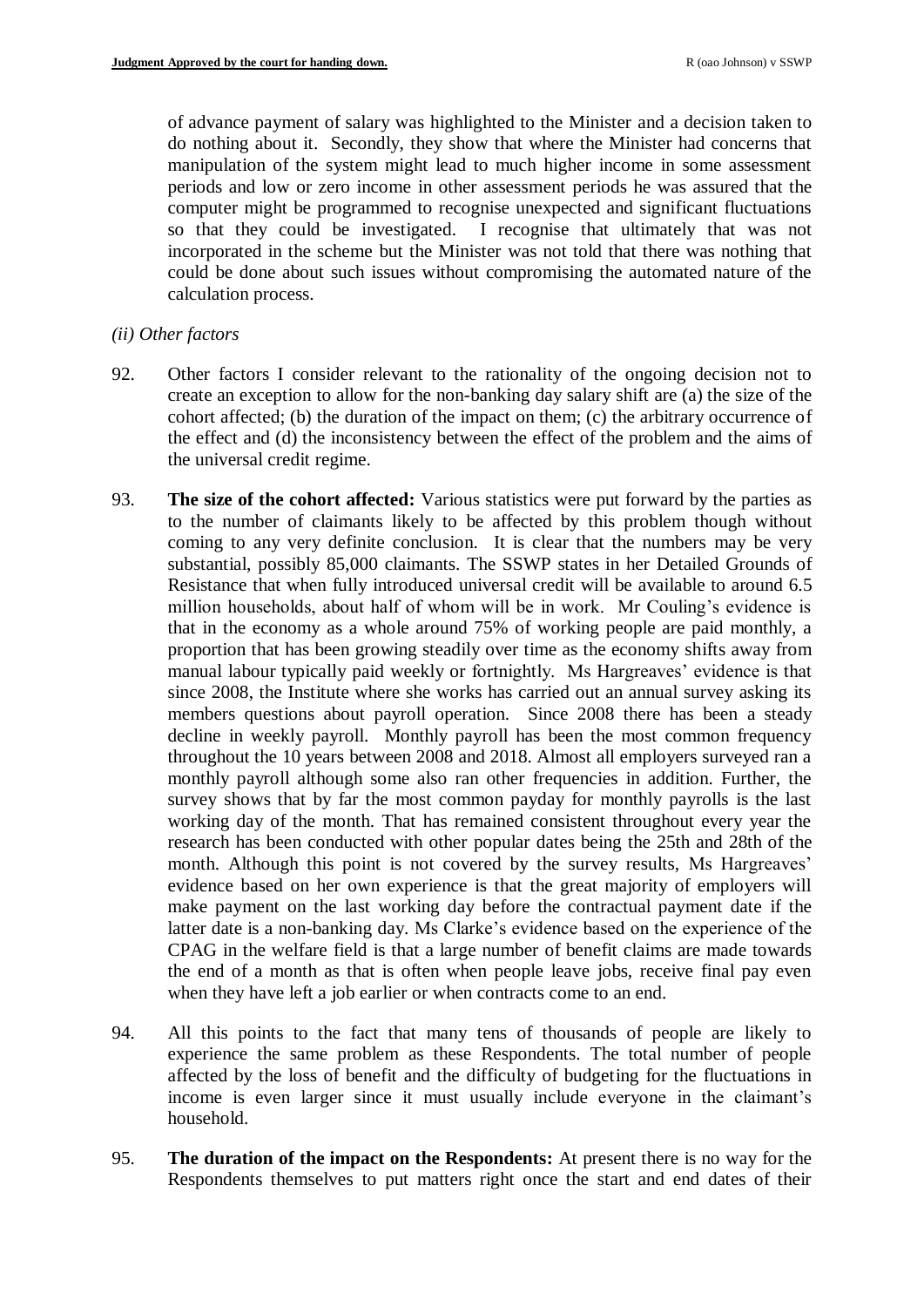of advance payment of salary was highlighted to the Minister and a decision taken to do nothing about it. Secondly, they show that where the Minister had concerns that manipulation of the system might lead to much higher income in some assessment periods and low or zero income in other assessment periods he was assured that the computer might be programmed to recognise unexpected and significant fluctuations so that they could be investigated. I recognise that ultimately that was not incorporated in the scheme but the Minister was not told that there was nothing that could be done about such issues without compromising the automated nature of the calculation process.

*(ii) Other factors*

92. Other factors I consider relevant to the rationality of the ongoing decision not to create an exception to allow for the non-banking day salary shift are (a) the size of the cohort affected; (b) the duration of the impact on them; (c) the arbitrary occurrence of the effect and (d) the inconsistency between the effect of the problem and the aims of the universal credit regime.

93. **The size of the cohort affected:** Various statistics were put forward by the parties as to the number of claimants likely to be affected by this problem though without coming to any very definite conclusion. It is clear that the numbers may be very substantial, possibly 85,000 claimants. The SSWP states in her Detailed Grounds of Resistance that when fully introduced universal credit will be available to around 6.5 million households, about half of whom will be in work. Mr Couling's evidence is that in the economy as a whole around 75% of working people are paid monthly, a proportion that has been growing steadily over time as the economy shifts away from manual labour typically paid weekly or fortnightly. Ms Hargreaves' evidence is that since 2008, the Institute where she works has carried out an annual survey asking its members questions about payroll operation. Since 2008 there has been a steady decline in weekly payroll. Monthly payroll has been the most common frequency throughout the 10 years between 2008 and 2018. Almost all employers surveyed ran a monthly payroll although some also ran other frequencies in addition. Further, the survey shows that by far the most common payday for monthly payrolls is the last working day of the month. That has remained consistent throughout every year the research has been conducted with other popular dates being the 25th and 28th of the month. Although this point is not covered by the survey results, Ms Hargreaves' evidence based on her own experience is that the great majority of employers will make payment on the last working day before the contractual payment date if the latter date is a non-banking day. Ms Clarke's evidence based on the experience of the CPAG in the welfare field is that a large number of benefit claims are made towards the end of a month as that is often when people leave jobs, receive final pay even when they have left a job earlier or when contracts come to an end.

94. All this points to the fact that many tens of thousands of people are likely to experience the same problem as these Respondents. The total number of people affected by the loss of benefit and the difficulty of budgeting for the fluctuations in income is even larger since it must usually include everyone in the claimant's household.

95. **The duration of the impact on the Respondents:** At present there is no way for the Respondents themselves to put matters right once the start and end dates of their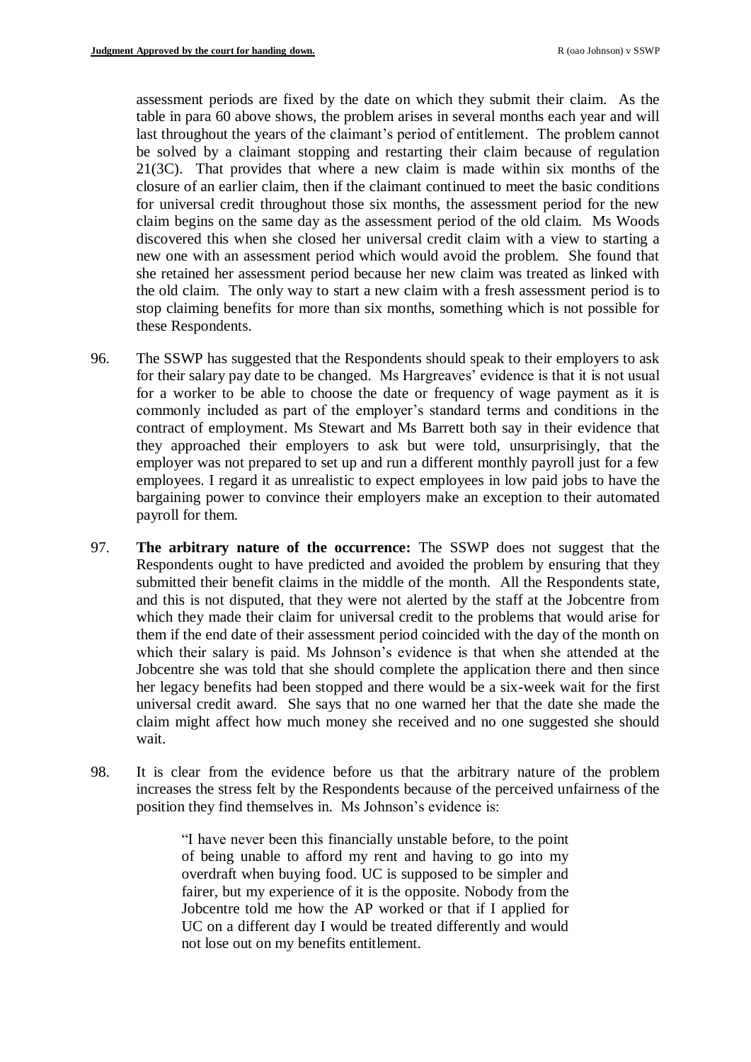assessment periods are fixed by the date on which they submit their claim. As the table in para 60 above shows, the problem arises in several months each year and will last throughout the years of the claimant's period of entitlement. The problem cannot be solved by a claimant stopping and restarting their claim because of regulation 21(3C). That provides that where a new claim is made within six months of the closure of an earlier claim, then if the claimant continued to meet the basic conditions for universal credit throughout those six months, the assessment period for the new claim begins on the same day as the assessment period of the old claim. Ms Woods discovered this when she closed her universal credit claim with a view to starting a new one with an assessment period which would avoid the problem. She found that she retained her assessment period because her new claim was treated as linked with the old claim. The only way to start a new claim with a fresh assessment period is to stop claiming benefits for more than six months, something which is not possible for these Respondents.

96. The SSWP has suggested that the Respondents should speak to their employers to ask for their salary pay date to be changed. Ms Hargreaves' evidence is that it is not usual for a worker to be able to choose the date or frequency of wage payment as it is commonly included as part of the employer's standard terms and conditions in the contract of employment. Ms Stewart and Ms Barrett both say in their evidence that they approached their employers to ask but were told, unsurprisingly, that the employer was not prepared to set up and run a different monthly payroll just for a few employees. I regard it as unrealistic to expect employees in low paid jobs to have the bargaining power to convince their employers make an exception to their automated payroll for them.

97. **The arbitrary nature of the occurrence:** The SSWP does not suggest that the Respondents ought to have predicted and avoided the problem by ensuring that they submitted their benefit claims in the middle of the month. All the Respondents state, and this is not disputed, that they were not alerted by the staff at the Jobcentre from which they made their claim for universal credit to the problems that would arise for them if the end date of their assessment period coincided with the day of the month on which their salary is paid. Ms Johnson's evidence is that when she attended at the Jobcentre she was told that she should complete the application there and then since her legacy benefits had been stopped and there would be a six-week wait for the first universal credit award. She says that no one warned her that the date she made the claim might affect how much money she received and no one suggested she should wait.

98. It is clear from the evidence before us that the arbitrary nature of the problem increases the stress felt by the Respondents because of the perceived unfairness of the position they find themselves in. Ms Johnson's evidence is:

> "I have never been this financially unstable before, to the point of being unable to afford my rent and having to go into my overdraft when buying food. UC is supposed to be simpler and fairer, but my experience of it is the opposite. Nobody from the Jobcentre told me how the AP worked or that if I applied for UC on a different day I would be treated differently and would not lose out on my benefits entitlement.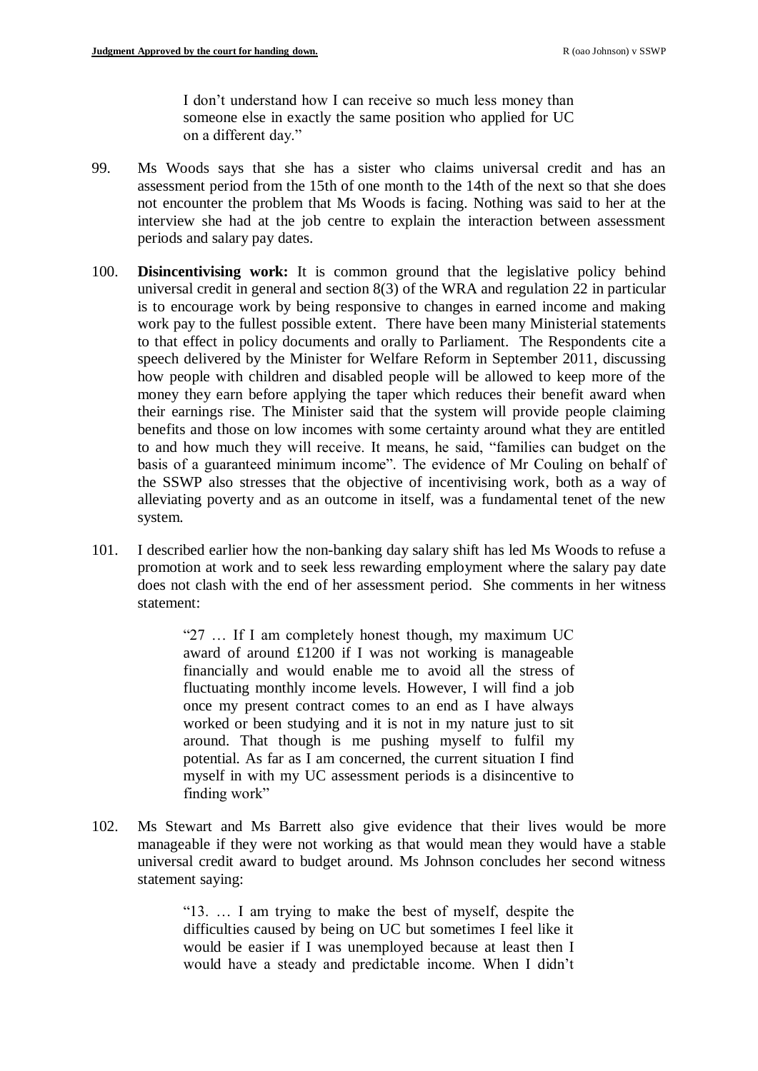> I don't understand how I can receive so much less money than someone else in exactly the same position who applied for UC on a different day."

99. Ms Woods says that she has a sister who claims universal credit and has an assessment period from the 15th of one month to the 14th of the next so that she does not encounter the problem that Ms Woods is facing. Nothing was said to her at the interview she had at the job centre to explain the interaction between assessment periods and salary pay dates.

100. **Disincentivising work:** It is common ground that the legislative policy behind universal credit in general and section 8(3) of the WRA and regulation 22 in particular is to encourage work by being responsive to changes in earned income and making work pay to the fullest possible extent. There have been many Ministerial statements to that effect in policy documents and orally to Parliament. The Respondents cite a speech delivered by the Minister for Welfare Reform in September 2011, discussing how people with children and disabled people will be allowed to keep more of the money they earn before applying the taper which reduces their benefit award when their earnings rise. The Minister said that the system will provide people claiming benefits and those on low incomes with some certainty around what they are entitled to and how much they will receive. It means, he said, "families can budget on the basis of a guaranteed minimum income". The evidence of Mr Couling on behalf of the SSWP also stresses that the objective of incentivising work, both as a way of alleviating poverty and as an outcome in itself, was a fundamental tenet of the new system.

101. I described earlier how the non-banking day salary shift has led Ms Woods to refuse a promotion at work and to seek less rewarding employment where the salary pay date does not clash with the end of her assessment period. She comments in her witness statement:

> "27 … If I am completely honest though, my maximum UC award of around £1200 if I was not working is manageable financially and would enable me to avoid all the stress of fluctuating monthly income levels. However, I will find a job once my present contract comes to an end as I have always worked or been studying and it is not in my nature just to sit around. That though is me pushing myself to fulfil my potential. As far as I am concerned, the current situation I find myself in with my UC assessment periods is a disincentive to finding work"

102. Ms Stewart and Ms Barrett also give evidence that their lives would be more manageable if they were not working as that would mean they would have a stable universal credit award to budget around. Ms Johnson concludes her second witness statement saying:

> "13. … I am trying to make the best of myself, despite the difficulties caused by being on UC but sometimes I feel like it would be easier if I was unemployed because at least then I would have a steady and predictable income. When I didn't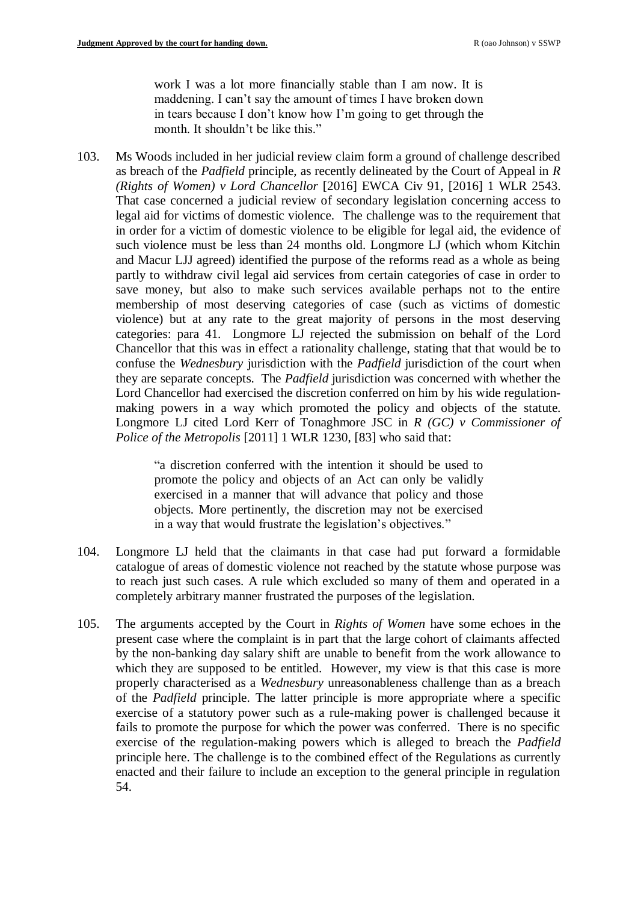> work I was a lot more financially stable than I am now. It is maddening. I can't say the amount of times I have broken down in tears because I don't know how I'm going to get through the month. It shouldn't be like this."

103. Ms Woods included in her judicial review claim form a ground of challenge described as breach of the *Padfield* principle, as recently delineated by the Court of Appeal in *R (Rights of Women) v Lord Chancellor* [2016] EWCA Civ 91, [2016] 1 WLR 2543. That case concerned a judicial review of secondary legislation concerning access to legal aid for victims of domestic violence. The challenge was to the requirement that in order for a victim of domestic violence to be eligible for legal aid, the evidence of such violence must be less than 24 months old. Longmore LJ (which whom Kitchin and Macur LJJ agreed) identified the purpose of the reforms read as a whole as being partly to withdraw civil legal aid services from certain categories of case in order to save money, but also to make such services available perhaps not to the entire membership of most deserving categories of case (such as victims of domestic violence) but at any rate to the great majority of persons in the most deserving categories: para 41. Longmore LJ rejected the submission on behalf of the Lord Chancellor that this was in effect a rationality challenge, stating that that would be to confuse the *Wednesbury* jurisdiction with the *Padfield* jurisdiction of the court when they are separate concepts. The *Padfield* jurisdiction was concerned with whether the Lord Chancellor had exercised the discretion conferred on him by his wide regulation-making powers in a way which promoted the policy and objects of the statute. Longmore LJ cited Lord Kerr of Tonaghmore JSC in *R (GC) v Commissioner of Police of the Metropolis* [2011] 1 WLR 1230, [83] who said that:

> "a discretion conferred with the intention it should be used to promote the policy and objects of an Act can only be validly exercised in a manner that will advance that policy and those objects. More pertinently, the discretion may not be exercised in a way that would frustrate the legislation's objectives."

104. Longmore LJ held that the claimants in that case had put forward a formidable catalogue of areas of domestic violence not reached by the statute whose purpose was to reach just such cases. A rule which excluded so many of them and operated in a completely arbitrary manner frustrated the purposes of the legislation.

105. The arguments accepted by the Court in *Rights of Women* have some echoes in the present case where the complaint is in part that the large cohort of claimants affected by the non-banking day salary shift are unable to benefit from the work allowance to which they are supposed to be entitled. However, my view is that this case is more properly characterised as a *Wednesbury* unreasonableness challenge than as a breach of the *Padfield* principle. The latter principle is more appropriate where a specific exercise of a statutory power such as a rule-making power is challenged because it fails to promote the purpose for which the power was conferred. There is no specific exercise of the regulation-making powers which is alleged to breach the *Padfield* principle here. The challenge is to the combined effect of the Regulations as currently enacted and their failure to include an exception to the general principle in regulation 54.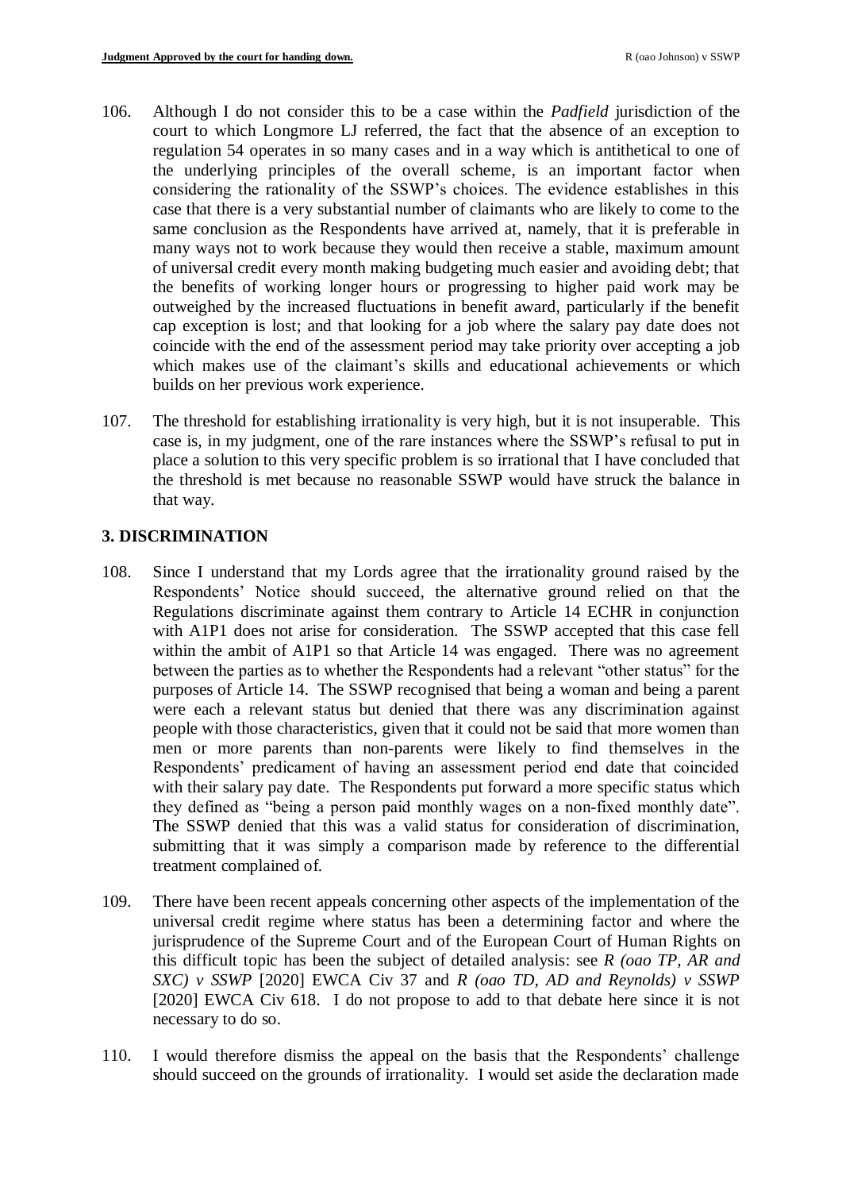106. Although I do not consider this to be a case within the *Padfield* jurisdiction of the court to which Longmore LJ referred, the fact that the absence of an exception to regulation 54 operates in so many cases and in a way which is antithetical to one of the underlying principles of the overall scheme, is an important factor when considering the rationality of the SSWP's choices. The evidence establishes in this case that there is a very substantial number of claimants who are likely to come to the same conclusion as the Respondents have arrived at, namely, that it is preferable in many ways not to work because they would then receive a stable, maximum amount of universal credit every month making budgeting much easier and avoiding debt; that the benefits of working longer hours or progressing to higher paid work may be outweighed by the increased fluctuations in benefit award, particularly if the benefit cap exception is lost; and that looking for a job where the salary pay date does not coincide with the end of the assessment period may take priority over accepting a job which makes use of the claimant's skills and educational achievements or which builds on her previous work experience.

107. The threshold for establishing irrationality is very high, but it is not insuperable. This case is, in my judgment, one of the rare instances where the SSWP's refusal to put in place a solution to this very specific problem is so irrational that I have concluded that the threshold is met because no reasonable SSWP would have struck the balance in that way.

## 3. DISCRIMINATION

108. Since I understand that my Lords agree that the irrationality ground raised by the Respondents' Notice should succeed, the alternative ground relied on that the Regulations discriminate against them contrary to Article 14 ECHR in conjunction with A1P1 does not arise for consideration. The SSWP accepted that this case fell within the ambit of A1P1 so that Article 14 was engaged. There was no agreement between the parties as to whether the Respondents had a relevant "other status" for the purposes of Article 14. The SSWP recognised that being a woman and being a parent were each a relevant status but denied that there was any discrimination against people with those characteristics, given that it could not be said that more women than men or more parents than non-parents were likely to find themselves in the Respondents' predicament of having an assessment period end date that coincided with their salary pay date. The Respondents put forward a more specific status which they defined as "being a person paid monthly wages on a non-fixed monthly date". The SSWP denied that this was a valid status for consideration of discrimination, submitting that it was simply a comparison made by reference to the differential treatment complained of.

109. There have been recent appeals concerning other aspects of the implementation of the universal credit regime where status has been a determining factor and where the jurisprudence of the Supreme Court and of the European Court of Human Rights on this difficult topic has been the subject of detailed analysis: see *R (oao TP, AR and SXC) v SSWP* [2020] EWCA Civ 37 and *R (oao TD, AD and Reynolds) v SSWP* [2020] EWCA Civ 618. I do not propose to add to that debate here since it is not necessary to do so.

110. I would therefore dismiss the appeal on the basis that the Respondents' challenge should succeed on the grounds of irrationality. I would set aside the declaration made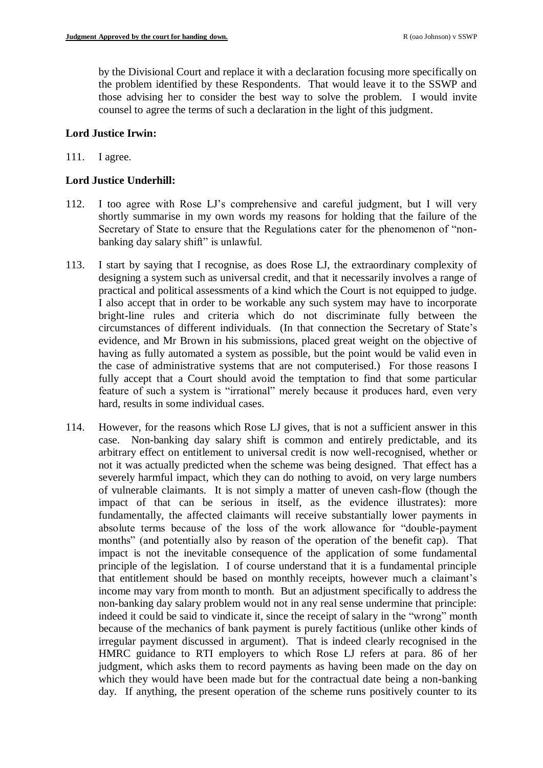by the Divisional Court and replace it with a declaration focusing more specifically on the problem identified by these Respondents. That would leave it to the SSWP and those advising her to consider the best way to solve the problem. I would invite counsel to agree the terms of such a declaration in the light of this judgment.

**Lord Justice Irwin:**

111. I agree.

**Lord Justice Underhill:**

112. I too agree with Rose LJ's comprehensive and careful judgment, but I will very shortly summarise in my own words my reasons for holding that the failure of the Secretary of State to ensure that the Regulations cater for the phenomenon of "non-banking day salary shift" is unlawful.

113. I start by saying that I recognise, as does Rose LJ, the extraordinary complexity of designing a system such as universal credit, and that it necessarily involves a range of practical and political assessments of a kind which the Court is not equipped to judge. I also accept that in order to be workable any such system may have to incorporate bright-line rules and criteria which do not discriminate fully between the circumstances of different individuals. (In that connection the Secretary of State's evidence, and Mr Brown in his submissions, placed great weight on the objective of having as fully automated a system as possible, but the point would be valid even in the case of administrative systems that are not computerised.) For those reasons I fully accept that a Court should avoid the temptation to find that some particular feature of such a system is "irrational" merely because it produces hard, even very hard, results in some individual cases.

114. However, for the reasons which Rose LJ gives, that is not a sufficient answer in this case. Non-banking day salary shift is common and entirely predictable, and its arbitrary effect on entitlement to universal credit is now well-recognised, whether or not it was actually predicted when the scheme was being designed. That effect has a severely harmful impact, which they can do nothing to avoid, on very large numbers of vulnerable claimants. It is not simply a matter of uneven cash-flow (though the impact of that can be serious in itself, as the evidence illustrates): more fundamentally, the affected claimants will receive substantially lower payments in absolute terms because of the loss of the work allowance for "double-payment months" (and potentially also by reason of the operation of the benefit cap). That impact is not the inevitable consequence of the application of some fundamental principle of the legislation. I of course understand that it is a fundamental principle that entitlement should be based on monthly receipts, however much a claimant's income may vary from month to month. But an adjustment specifically to address the non-banking day salary problem would not in any real sense undermine that principle: indeed it could be said to vindicate it, since the receipt of salary in the "wrong" month because of the mechanics of bank payment is purely factitious (unlike other kinds of irregular payment discussed in argument). That is indeed clearly recognised in the HMRC guidance to RTI employers to which Rose LJ refers at para. 86 of her judgment, which asks them to record payments as having been made on the day on which they would have been made but for the contractual date being a non-banking day. If anything, the present operation of the scheme runs positively counter to its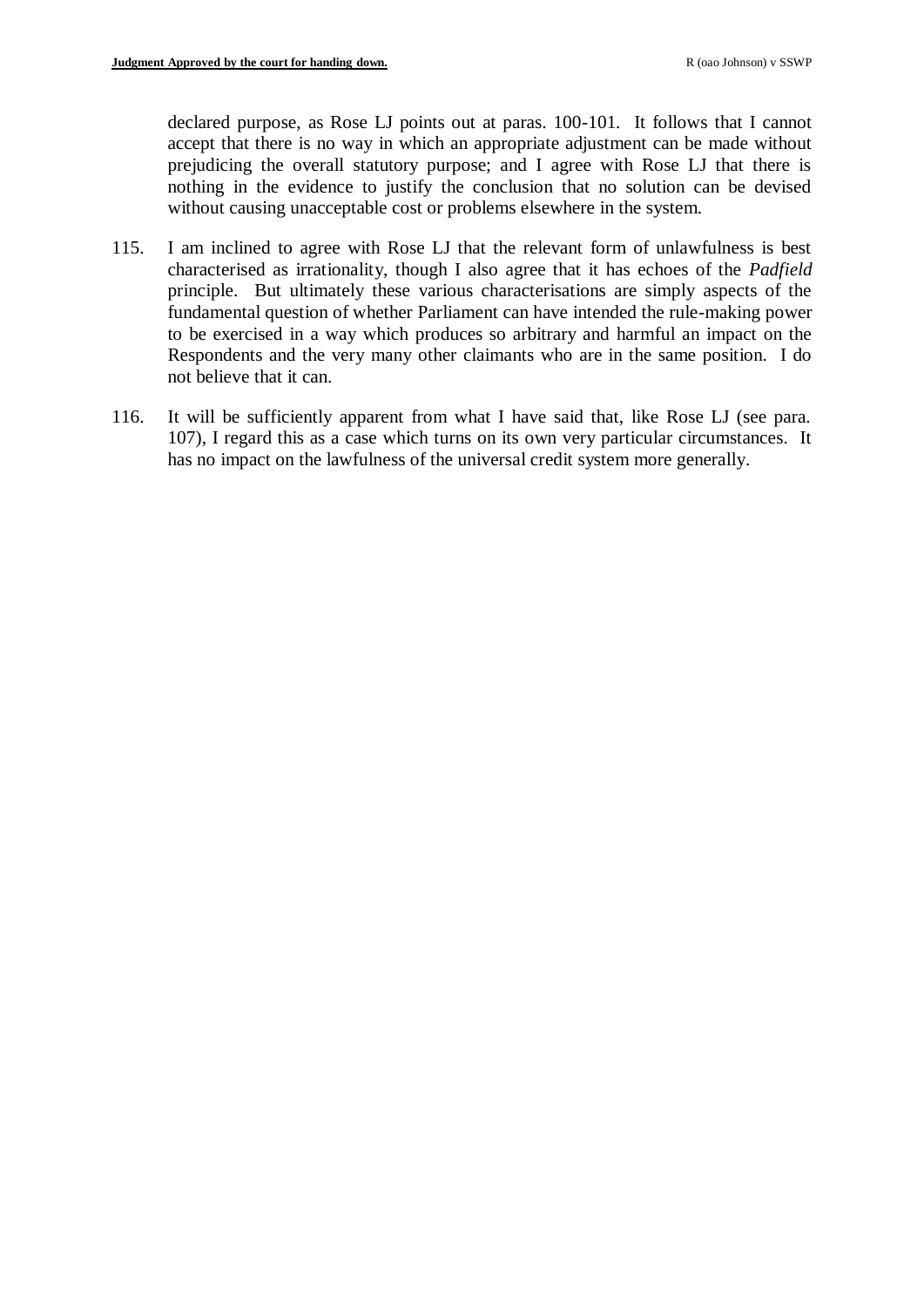declared purpose, as Rose LJ points out at paras. 100-101. It follows that I cannot accept that there is no way in which an appropriate adjustment can be made without prejudicing the overall statutory purpose; and I agree with Rose LJ that there is nothing in the evidence to justify the conclusion that no solution can be devised without causing unacceptable cost or problems elsewhere in the system.

115. I am inclined to agree with Rose LJ that the relevant form of unlawfulness is best characterised as irrationality, though I also agree that it has echoes of the *Padfield* principle. But ultimately these various characterisations are simply aspects of the fundamental question of whether Parliament can have intended the rule-making power to be exercised in a way which produces so arbitrary and harmful an impact on the Respondents and the very many other claimants who are in the same position. I do not believe that it can.

116. It will be sufficiently apparent from what I have said that, like Rose LJ (see para. 107), I regard this as a case which turns on its own very particular circumstances. It has no impact on the lawfulness of the universal credit system more generally.